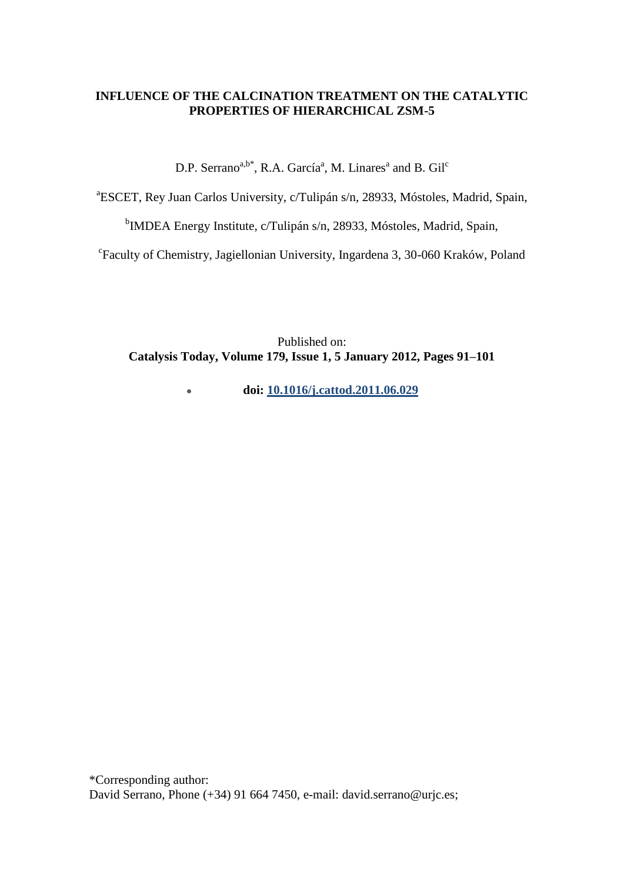# INFLUENCE OF THE CALCINATION TREATMENT ON THE CATALYTIC PROPERTIES OF HIERARCHICAL ZSM-5

D.P. Serrano[a,b*], R.A. García[a], M. Linares[a] and B. Gil[c]

[a]ESCET, Rey Juan Carlos University, c/Tulipán s/n, 28933, Móstoles, Madrid, Spain,

[b]IMDEA Energy Institute, c/Tulipán s/n, 28933, Móstoles, Madrid, Spain,

[c]Faculty of Chemistry, Jagiellonian University, Ingardena 3, 30-060 Kraków, Poland

Published on:
**Catalysis Today, Volume 179, Issue 1, 5 January 2012, Pages 91–101**

- **doi: 10.1016/j.cattod.2011.06.029**

*Corresponding author:
David Serrano, Phone (+34) 91 664 7450, e-mail: david.serrano@urjc.es;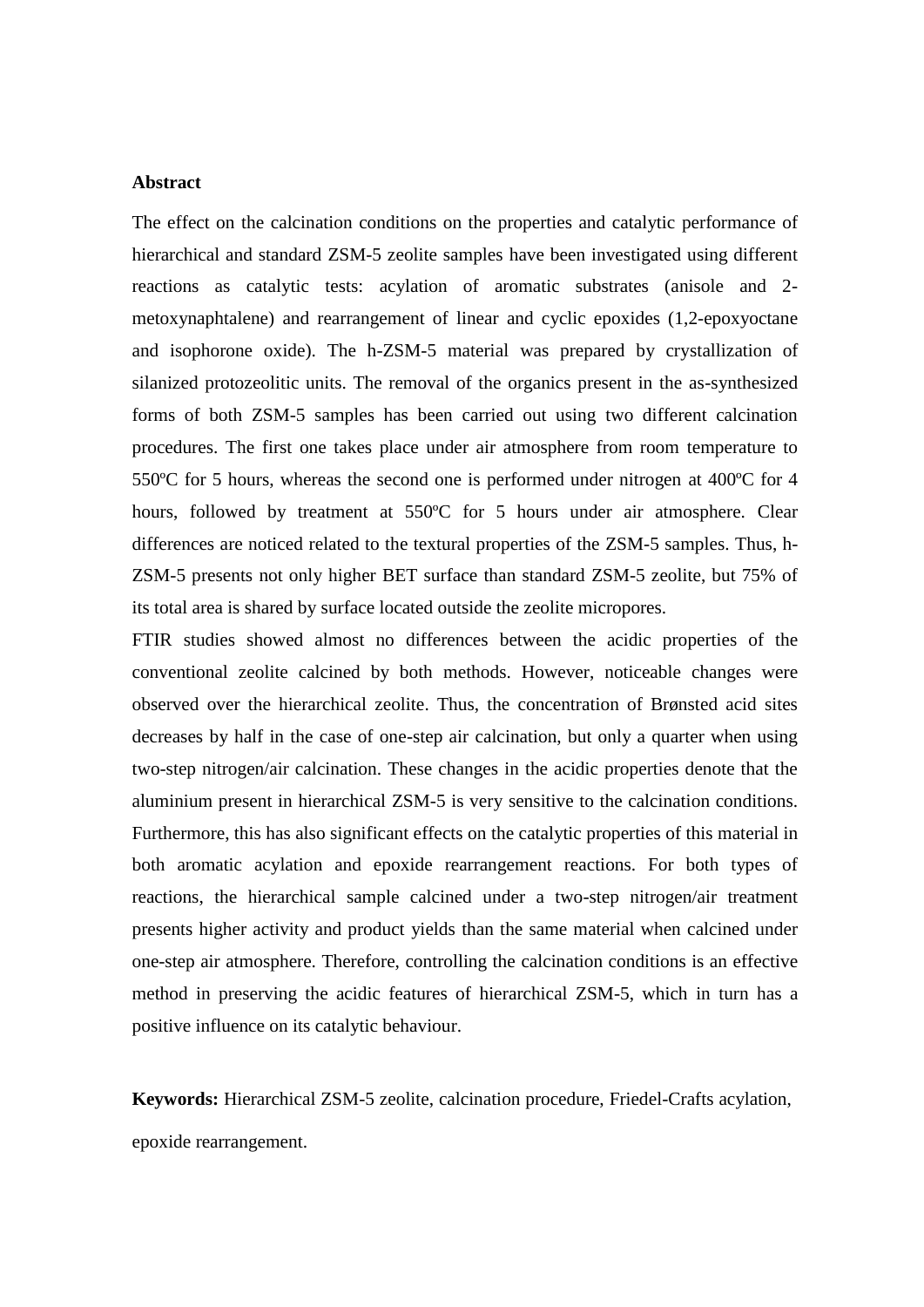**Abstract**

The effect on the calcination conditions on the properties and catalytic performance of hierarchical and standard ZSM-5 zeolite samples have been investigated using different reactions as catalytic tests: acylation of aromatic substrates (anisole and 2-metoxynaphtalene) and rearrangement of linear and cyclic epoxides (1,2-epoxyoctane and isophorone oxide). The h-ZSM-5 material was prepared by crystallization of silanized protozeolitic units. The removal of the organics present in the as-synthesized forms of both ZSM-5 samples has been carried out using two different calcination procedures. The first one takes place under air atmosphere from room temperature to 550ºC for 5 hours, whereas the second one is performed under nitrogen at 400ºC for 4 hours, followed by treatment at 550ºC for 5 hours under air atmosphere. Clear differences are noticed related to the textural properties of the ZSM-5 samples. Thus, h-ZSM-5 presents not only higher BET surface than standard ZSM-5 zeolite, but 75% of its total area is shared by surface located outside the zeolite micropores.

FTIR studies showed almost no differences between the acidic properties of the conventional zeolite calcined by both methods. However, noticeable changes were observed over the hierarchical zeolite. Thus, the concentration of Brønsted acid sites decreases by half in the case of one-step air calcination, but only a quarter when using two-step nitrogen/air calcination. These changes in the acidic properties denote that the aluminium present in hierarchical ZSM-5 is very sensitive to the calcination conditions. Furthermore, this has also significant effects on the catalytic properties of this material in both aromatic acylation and epoxide rearrangement reactions. For both types of reactions, the hierarchical sample calcined under a two-step nitrogen/air treatment presents higher activity and product yields than the same material when calcined under one-step air atmosphere. Therefore, controlling the calcination conditions is an effective method in preserving the acidic features of hierarchical ZSM-5, which in turn has a positive influence on its catalytic behaviour.

**Keywords:** Hierarchical ZSM-5 zeolite, calcination procedure, Friedel-Crafts acylation, epoxide rearrangement.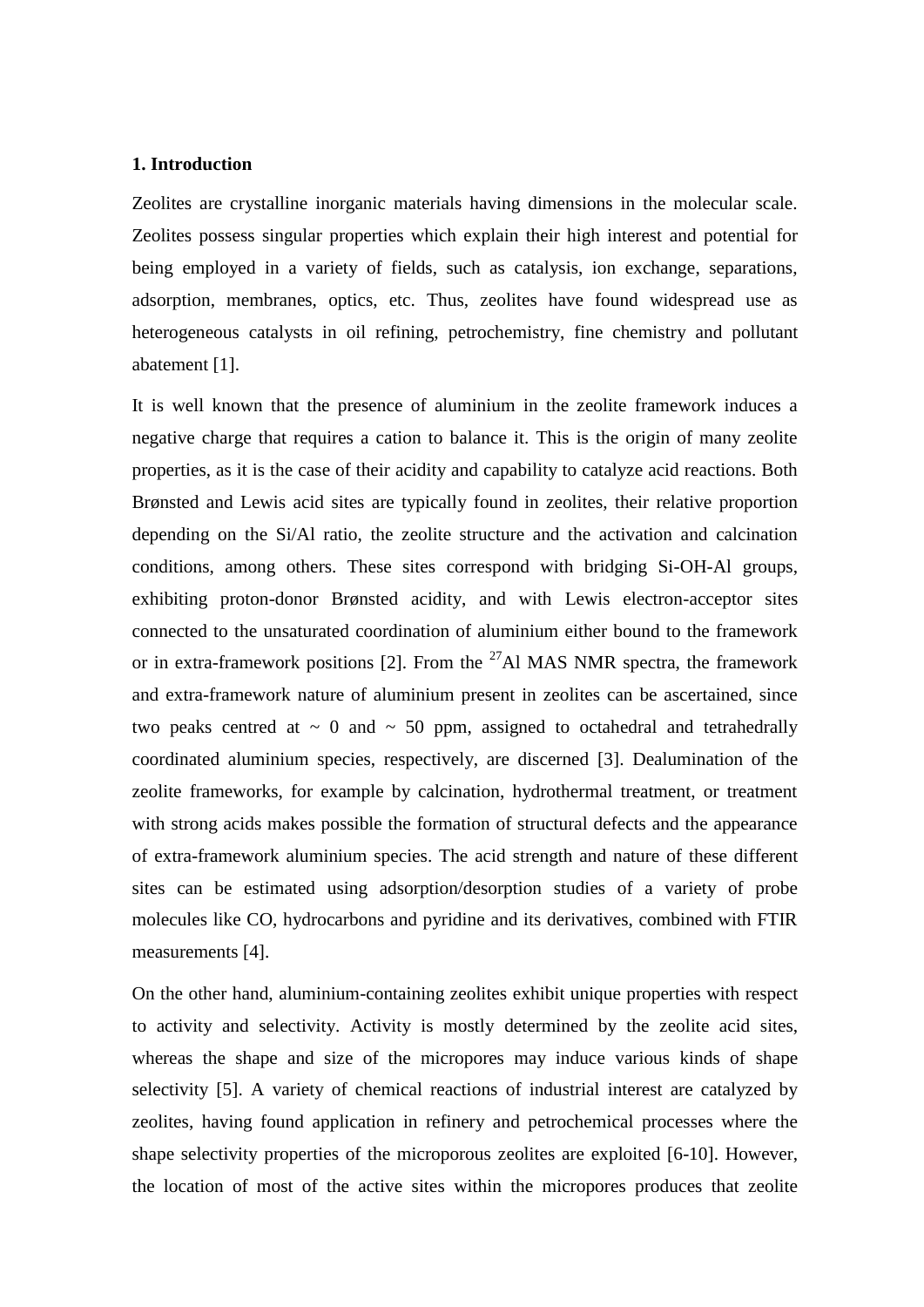## 1. Introduction

Zeolites are crystalline inorganic materials having dimensions in the molecular scale. Zeolites possess singular properties which explain their high interest and potential for being employed in a variety of fields, such as catalysis, ion exchange, separations, adsorption, membranes, optics, etc. Thus, zeolites have found widespread use as heterogeneous catalysts in oil refining, petrochemistry, fine chemistry and pollutant abatement [1].

It is well known that the presence of aluminium in the zeolite framework induces a negative charge that requires a cation to balance it. This is the origin of many zeolite properties, as it is the case of their acidity and capability to catalyze acid reactions. Both Brønsted and Lewis acid sites are typically found in zeolites, their relative proportion depending on the Si/Al ratio, the zeolite structure and the activation and calcination conditions, among others. These sites correspond with bridging Si-OH-Al groups, exhibiting proton-donor Brønsted acidity, and with Lewis electron-acceptor sites connected to the unsaturated coordination of aluminium either bound to the framework or in extra-framework positions [2]. From the $^{27}$Al MAS NMR spectra, the framework and extra-framework nature of aluminium present in zeolites can be ascertained, since two peaks centred at ~ 0 and ~ 50 ppm, assigned to octahedral and tetrahedrally coordinated aluminium species, respectively, are discerned [3]. Dealumination of the zeolite frameworks, for example by calcination, hydrothermal treatment, or treatment with strong acids makes possible the formation of structural defects and the appearance of extra-framework aluminium species. The acid strength and nature of these different sites can be estimated using adsorption/desorption studies of a variety of probe molecules like CO, hydrocarbons and pyridine and its derivatives, combined with FTIR measurements [4].

On the other hand, aluminium-containing zeolites exhibit unique properties with respect to activity and selectivity. Activity is mostly determined by the zeolite acid sites, whereas the shape and size of the micropores may induce various kinds of shape selectivity [5]. A variety of chemical reactions of industrial interest are catalyzed by zeolites, having found application in refinery and petrochemical processes where the shape selectivity properties of the microporous zeolites are exploited [6-10]. However, the location of most of the active sites within the micropores produces that zeolite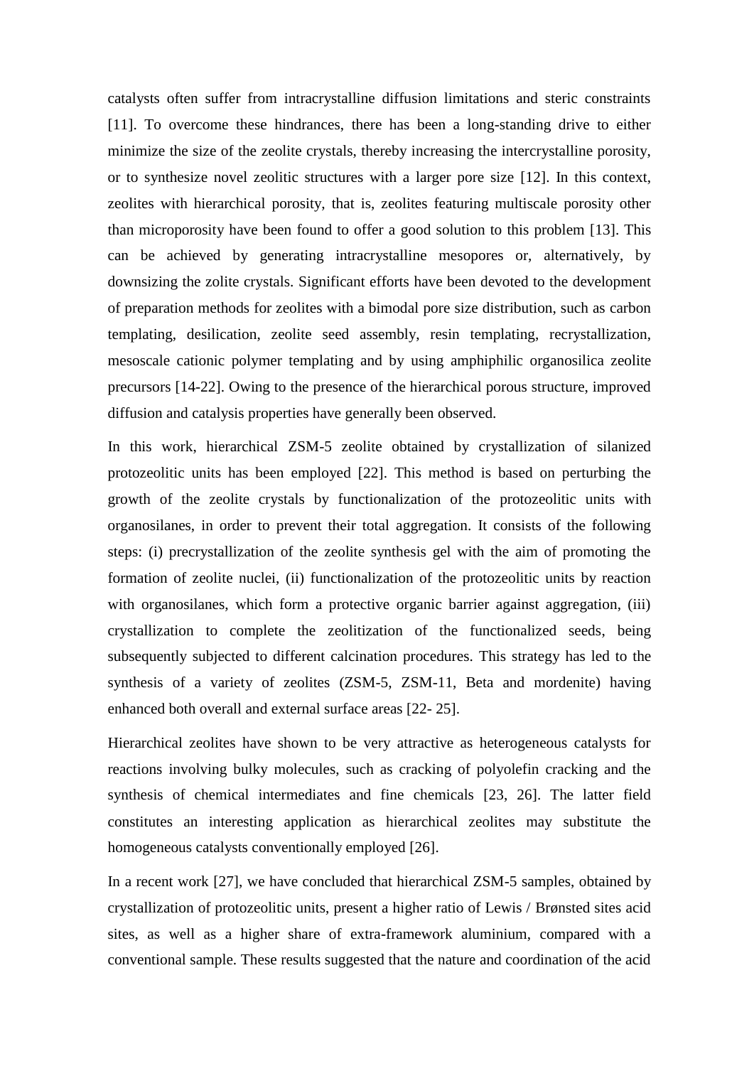catalysts often suffer from intracrystalline diffusion limitations and steric constraints [11]. To overcome these hindrances, there has been a long-standing drive to either minimize the size of the zeolite crystals, thereby increasing the intercrystalline porosity, or to synthesize novel zeolitic structures with a larger pore size [12]. In this context, zeolites with hierarchical porosity, that is, zeolites featuring multiscale porosity other than microporosity have been found to offer a good solution to this problem [13]. This can be achieved by generating intracrystalline mesopores or, alternatively, by downsizing the zolite crystals. Significant efforts have been devoted to the development of preparation methods for zeolites with a bimodal pore size distribution, such as carbon templating, desilication, zeolite seed assembly, resin templating, recrystallization, mesoscale cationic polymer templating and by using amphiphilic organosilica zeolite precursors [14-22]. Owing to the presence of the hierarchical porous structure, improved diffusion and catalysis properties have generally been observed.

In this work, hierarchical ZSM-5 zeolite obtained by crystallization of silanized protozeolitic units has been employed [22]. This method is based on perturbing the growth of the zeolite crystals by functionalization of the protozeolitic units with organosilanes, in order to prevent their total aggregation. It consists of the following steps: (i) precrystallization of the zeolite synthesis gel with the aim of promoting the formation of zeolite nuclei, (ii) functionalization of the protozeolitic units by reaction with organosilanes, which form a protective organic barrier against aggregation, (iii) crystallization to complete the zeolitization of the functionalized seeds, being subsequently subjected to different calcination procedures. This strategy has led to the synthesis of a variety of zeolites (ZSM-5, ZSM-11, Beta and mordenite) having enhanced both overall and external surface areas [22- 25].

Hierarchical zeolites have shown to be very attractive as heterogeneous catalysts for reactions involving bulky molecules, such as cracking of polyolefin cracking and the synthesis of chemical intermediates and fine chemicals [23, 26]. The latter field constitutes an interesting application as hierarchical zeolites may substitute the homogeneous catalysts conventionally employed [26].

In a recent work [27], we have concluded that hierarchical ZSM-5 samples, obtained by crystallization of protozeolitic units, present a higher ratio of Lewis / Brønsted sites acid sites, as well as a higher share of extra-framework aluminium, compared with a conventional sample. These results suggested that the nature and coordination of the acid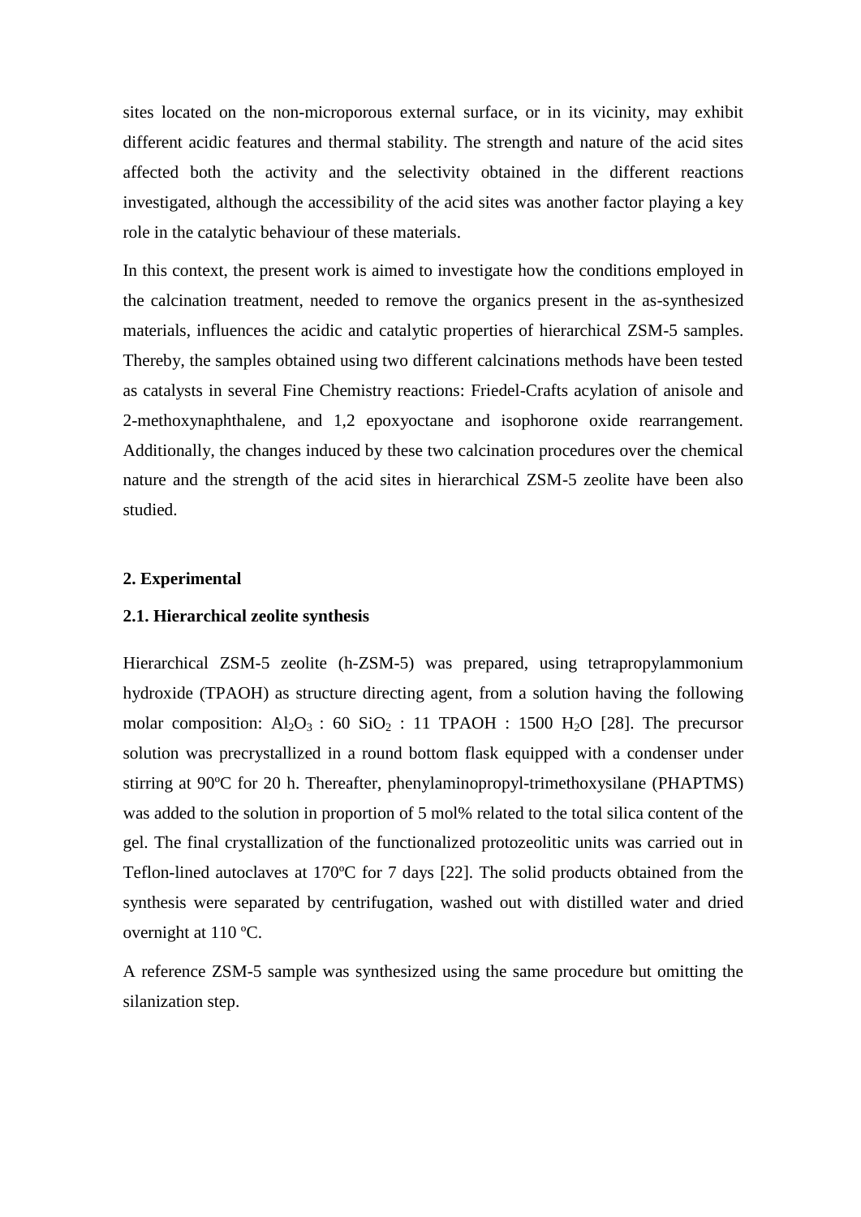sites located on the non-microporous external surface, or in its vicinity, may exhibit different acidic features and thermal stability. The strength and nature of the acid sites affected both the activity and the selectivity obtained in the different reactions investigated, although the accessibility of the acid sites was another factor playing a key role in the catalytic behaviour of these materials.

In this context, the present work is aimed to investigate how the conditions employed in the calcination treatment, needed to remove the organics present in the as-synthesized materials, influences the acidic and catalytic properties of hierarchical ZSM-5 samples. Thereby, the samples obtained using two different calcinations methods have been tested as catalysts in several Fine Chemistry reactions: Friedel-Crafts acylation of anisole and 2-methoxynaphthalene, and 1,2 epoxyoctane and isophorone oxide rearrangement. Additionally, the changes induced by these two calcination procedures over the chemical nature and the strength of the acid sites in hierarchical ZSM-5 zeolite have been also studied.

## 2. Experimental

### 2.1. Hierarchical zeolite synthesis

Hierarchical ZSM-5 zeolite (h-ZSM-5) was prepared, using tetrapropylammonium hydroxide (TPAOH) as structure directing agent, from a solution having the following molar composition: $Al_2O_3$ : 60 $SiO_2$ : 11 TPAOH : 1500 $H_2O$ [28]. The precursor solution was precrystallized in a round bottom flask equipped with a condenser under stirring at 90ºC for 20 h. Thereafter, phenylaminopropyl-trimethoxysilane (PHAPTMS) was added to the solution in proportion of 5 mol% related to the total silica content of the gel. The final crystallization of the functionalized protozeolitic units was carried out in Teflon-lined autoclaves at 170ºC for 7 days [22]. The solid products obtained from the synthesis were separated by centrifugation, washed out with distilled water and dried overnight at 110 ºC.

A reference ZSM-5 sample was synthesized using the same procedure but omitting the silanization step.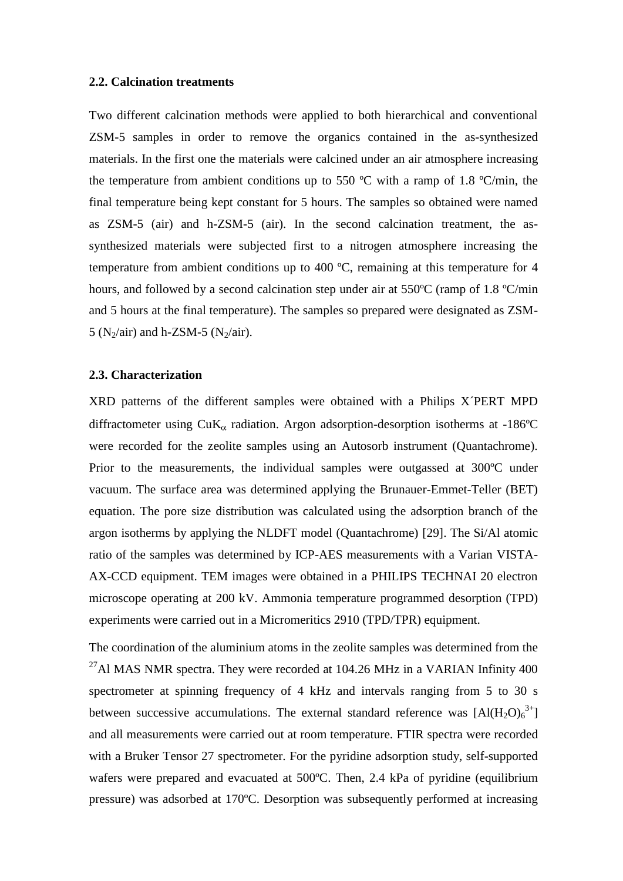### 2.2. Calcination treatments

Two different calcination methods were applied to both hierarchical and conventional ZSM-5 samples in order to remove the organics contained in the as-synthesized materials. In the first one the materials were calcined under an air atmosphere increasing the temperature from ambient conditions up to 550 ºC with a ramp of 1.8 ºC/min, the final temperature being kept constant for 5 hours. The samples so obtained were named as ZSM-5 (air) and h-ZSM-5 (air). In the second calcination treatment, the as-synthesized materials were subjected first to a nitrogen atmosphere increasing the temperature from ambient conditions up to 400 ºC, remaining at this temperature for 4 hours, and followed by a second calcination step under air at 550ºC (ramp of 1.8 ºC/min and 5 hours at the final temperature). The samples so prepared were designated as ZSM-5 ($N_2$/air) and h-ZSM-5 ($N_2$/air).

### 2.3. Characterization

XRD patterns of the different samples were obtained with a Philips X´PERT MPD diffractometer using $CuK_{\alpha}$ radiation. Argon adsorption-desorption isotherms at -186ºC were recorded for the zeolite samples using an Autosorb instrument (Quantachrome). Prior to the measurements, the individual samples were outgassed at 300ºC under vacuum. The surface area was determined applying the Brunauer-Emmet-Teller (BET) equation. The pore size distribution was calculated using the adsorption branch of the argon isotherms by applying the NLDFT model (Quantachrome) [29]. The Si/Al atomic ratio of the samples was determined by ICP-AES measurements with a Varian VISTA-AX-CCD equipment. TEM images were obtained in a PHILIPS TECHNAI 20 electron microscope operating at 200 kV. Ammonia temperature programmed desorption (TPD) experiments were carried out in a Micromeritics 2910 (TPD/TPR) equipment.

The coordination of the aluminium atoms in the zeolite samples was determined from the $^{27}$Al MAS NMR spectra. They were recorded at 104.26 MHz in a VARIAN Infinity 400 spectrometer at spinning frequency of 4 kHz and intervals ranging from 5 to 30 s between successive accumulations. The external standard reference was $[Al(H_2O)_6^{3+}]$ and all measurements were carried out at room temperature. FTIR spectra were recorded with a Bruker Tensor 27 spectrometer. For the pyridine adsorption study, self-supported wafers were prepared and evacuated at 500ºC. Then, 2.4 kPa of pyridine (equilibrium pressure) was adsorbed at 170ºC. Desorption was subsequently performed at increasing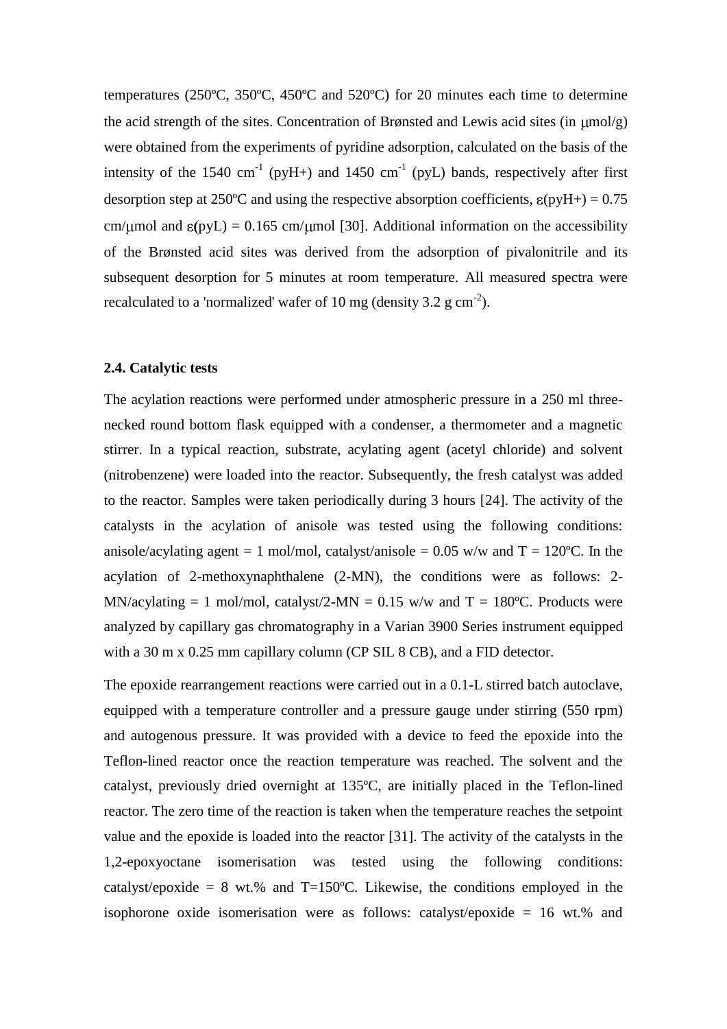temperatures (250ºC, 350ºC, 450ºC and 520ºC) for 20 minutes each time to determine the acid strength of the sites. Concentration of Brønsted and Lewis acid sites (in μmol/g) were obtained from the experiments of pyridine adsorption, calculated on the basis of the intensity of the 1540 $cm^{-1}$ (pyH+) and 1450 $cm^{-1}$ (pyL) bands, respectively after first desorption step at 250ºC and using the respective absorption coefficients, ε(pyH+) = 0.75 cm/μmol and ε(pyL) = 0.165 cm/μmol [30]. Additional information on the accessibility of the Brønsted acid sites was derived from the adsorption of pivalonitrile and its subsequent desorption for 5 minutes at room temperature. All measured spectra were recalculated to a 'normalized' wafer of 10 mg (density 3.2 g $cm^{-2}$).

### 2.4. Catalytic tests

The acylation reactions were performed under atmospheric pressure in a 250 ml three-necked round bottom flask equipped with a condenser, a thermometer and a magnetic stirrer. In a typical reaction, substrate, acylating agent (acetyl chloride) and solvent (nitrobenzene) were loaded into the reactor. Subsequently, the fresh catalyst was added to the reactor. Samples were taken periodically during 3 hours [24]. The activity of the catalysts in the acylation of anisole was tested using the following conditions: anisole/acylating agent = 1 mol/mol, catalyst/anisole = 0.05 w/w and T = 120ºC. In the acylation of 2-methoxynaphthalene (2-MN), the conditions were as follows: 2-MN/acylating = 1 mol/mol, catalyst/2-MN = 0.15 w/w and T = 180ºC. Products were analyzed by capillary gas chromatography in a Varian 3900 Series instrument equipped with a 30 m x 0.25 mm capillary column (CP SIL 8 CB), and a FID detector.

The epoxide rearrangement reactions were carried out in a 0.1-L stirred batch autoclave, equipped with a temperature controller and a pressure gauge under stirring (550 rpm) and autogenous pressure. It was provided with a device to feed the epoxide into the Teflon-lined reactor once the reaction temperature was reached. The solvent and the catalyst, previously dried overnight at 135ºC, are initially placed in the Teflon-lined reactor. The zero time of the reaction is taken when the temperature reaches the setpoint value and the epoxide is loaded into the reactor [31]. The activity of the catalysts in the 1,2-epoxyoctane isomerisation was tested using the following conditions: catalyst/epoxide = 8 wt.% and T=150ºC. Likewise, the conditions employed in the isophorone oxide isomerisation were as follows: catalyst/epoxide = 16 wt.% and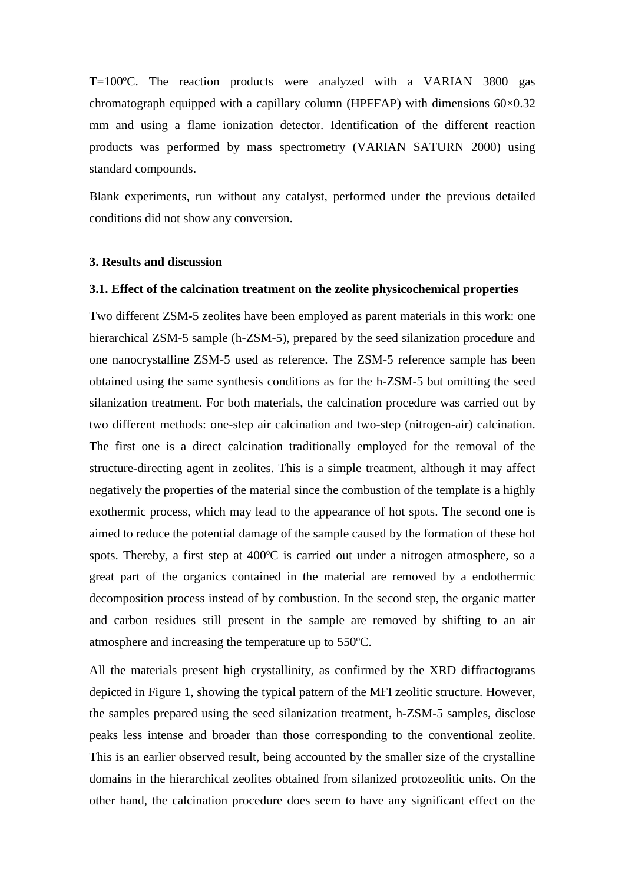T=100ºC. The reaction products were analyzed with a VARIAN 3800 gas chromatograph equipped with a capillary column (HPFFAP) with dimensions 60×0.32 mm and using a flame ionization detector. Identification of the different reaction products was performed by mass spectrometry (VARIAN SATURN 2000) using standard compounds.

Blank experiments, run without any catalyst, performed under the previous detailed conditions did not show any conversion.

## 3. Results and discussion

### 3.1. Effect of the calcination treatment on the zeolite physicochemical properties

Two different ZSM-5 zeolites have been employed as parent materials in this work: one hierarchical ZSM-5 sample (h-ZSM-5), prepared by the seed silanization procedure and one nanocrystalline ZSM-5 used as reference. The ZSM-5 reference sample has been obtained using the same synthesis conditions as for the h-ZSM-5 but omitting the seed silanization treatment. For both materials, the calcination procedure was carried out by two different methods: one-step air calcination and two-step (nitrogen-air) calcination. The first one is a direct calcination traditionally employed for the removal of the structure-directing agent in zeolites. This is a simple treatment, although it may affect negatively the properties of the material since the combustion of the template is a highly exothermic process, which may lead to the appearance of hot spots. The second one is aimed to reduce the potential damage of the sample caused by the formation of these hot spots. Thereby, a first step at 400ºC is carried out under a nitrogen atmosphere, so a great part of the organics contained in the material are removed by a endothermic decomposition process instead of by combustion. In the second step, the organic matter and carbon residues still present in the sample are removed by shifting to an air atmosphere and increasing the temperature up to 550ºC.

All the materials present high crystallinity, as confirmed by the XRD diffractograms depicted in Figure 1, showing the typical pattern of the MFI zeolitic structure. However, the samples prepared using the seed silanization treatment, h-ZSM-5 samples, disclose peaks less intense and broader than those corresponding to the conventional zeolite. This is an earlier observed result, being accounted by the smaller size of the crystalline domains in the hierarchical zeolites obtained from silanized protozeolitic units. On the other hand, the calcination procedure does seem to have any significant effect on the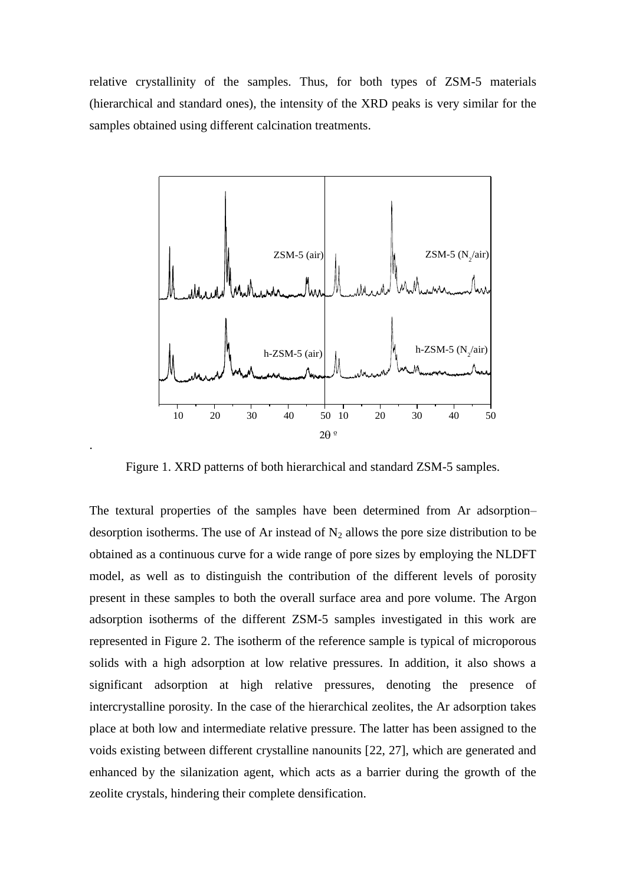relative crystallinity of the samples. Thus, for both types of ZSM-5 materials (hierarchical and standard ones), the intensity of the XRD peaks is very similar for the samples obtained using different calcination treatments.

Figure 1. XRD patterns of both hierarchical and standard ZSM-5 samples.

The textural properties of the samples have been determined from Ar adsorption–desorption isotherms. The use of Ar instead of $N_2$ allows the pore size distribution to be obtained as a continuous curve for a wide range of pore sizes by employing the NLDFT model, as well as to distinguish the contribution of the different levels of porosity present in these samples to both the overall surface area and pore volume. The Argon adsorption isotherms of the different ZSM-5 samples investigated in this work are represented in Figure 2. The isotherm of the reference sample is typical of microporous solids with a high adsorption at low relative pressures. In addition, it also shows a significant adsorption at high relative pressures, denoting the presence of intercrystalline porosity. In the case of the hierarchical zeolites, the Ar adsorption takes place at both low and intermediate relative pressure. The latter has been assigned to the voids existing between different crystalline nanounits [22, 27], which are generated and enhanced by the silanization agent, which acts as a barrier during the growth of the zeolite crystals, hindering their complete densification.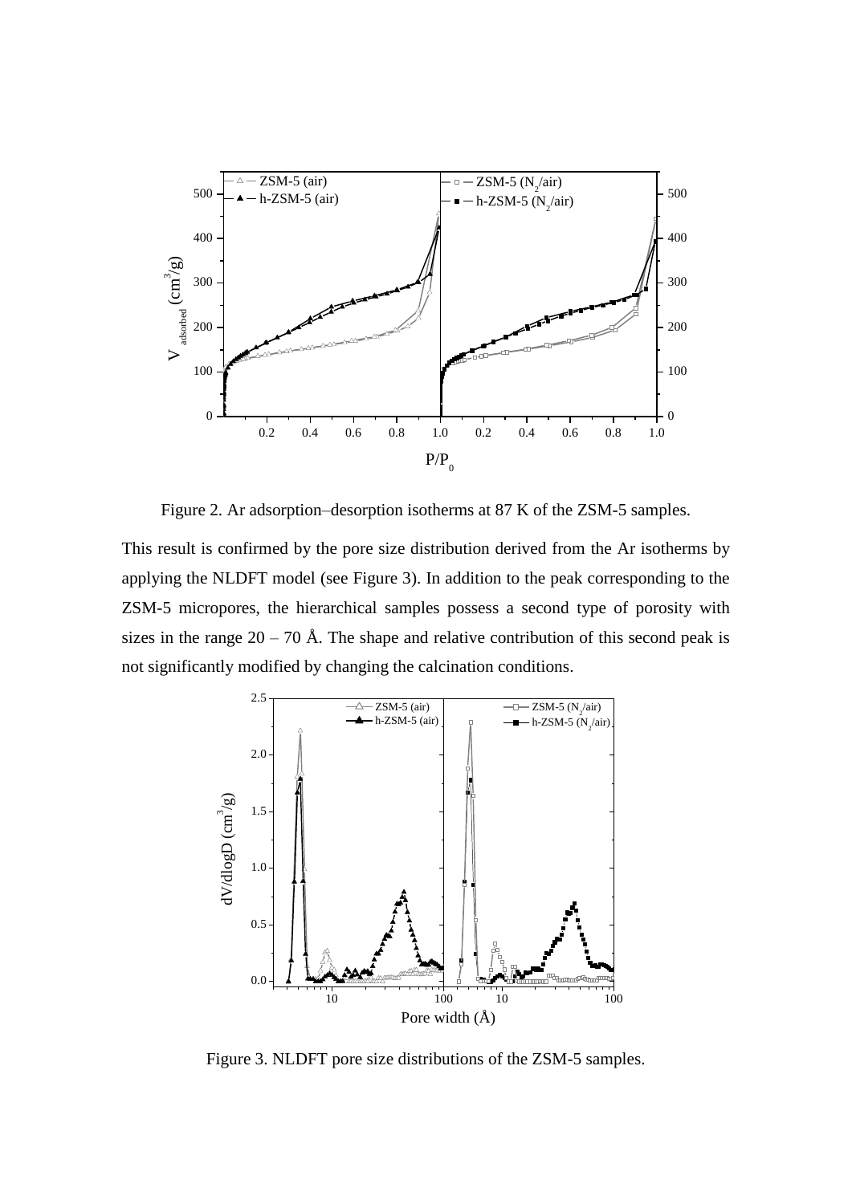Figure 2. Ar adsorption–desorption isotherms at 87 K of the ZSM-5 samples.

This result is confirmed by the pore size distribution derived from the Ar isotherms by applying the NLDFT model (see Figure 3). In addition to the peak corresponding to the ZSM-5 micropores, the hierarchical samples possess a second type of porosity with sizes in the range 20 – 70 Å. The shape and relative contribution of this second peak is not significantly modified by changing the calcination conditions.

Figure 3. NLDFT pore size distributions of the ZSM-5 samples.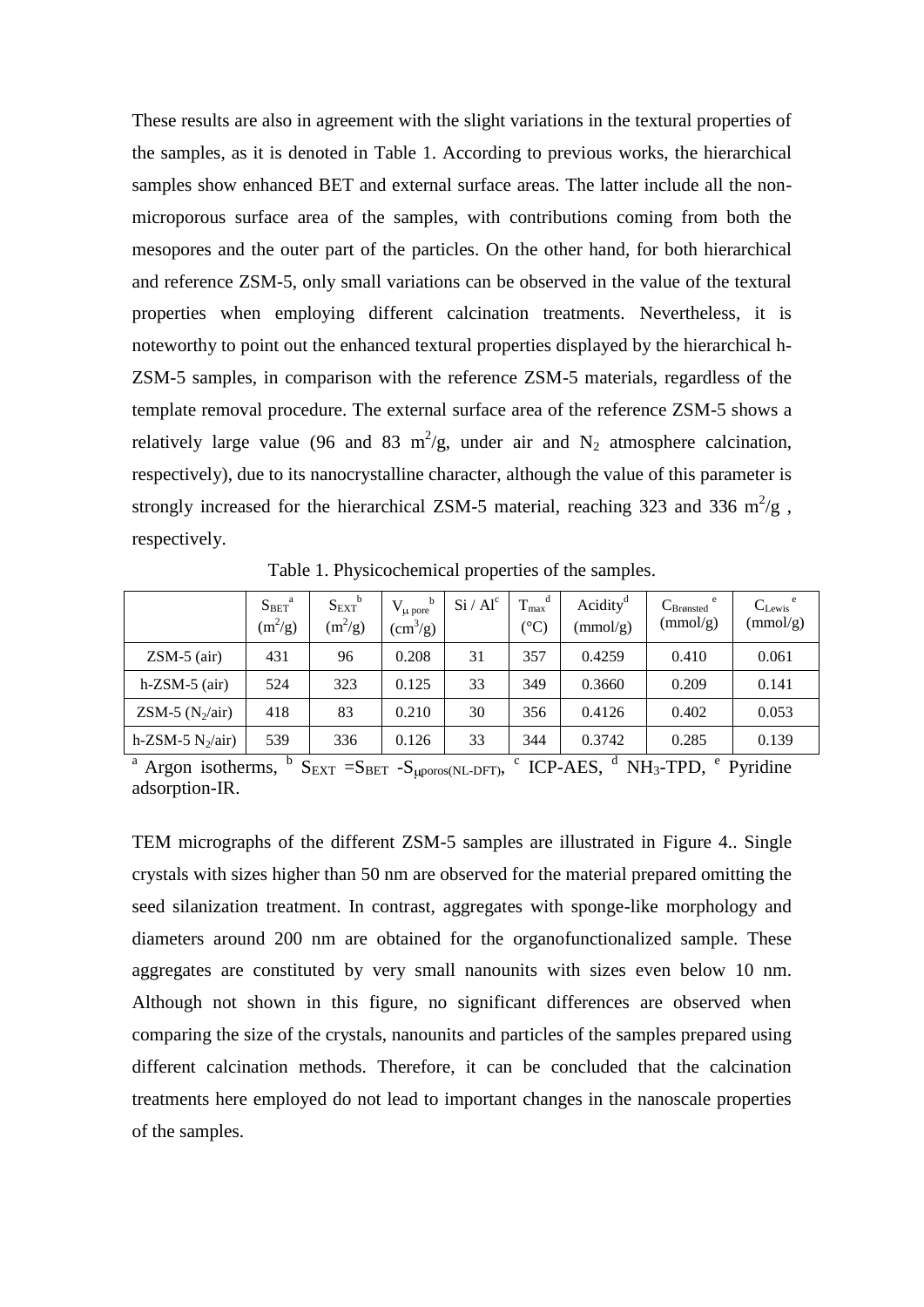These results are also in agreement with the slight variations in the textural properties of the samples, as it is denoted in Table 1. According to previous works, the hierarchical samples show enhanced BET and external surface areas. The latter include all the non-microporous surface area of the samples, with contributions coming from both the mesopores and the outer part of the particles. On the other hand, for both hierarchical and reference ZSM-5, only small variations can be observed in the value of the textural properties when employing different calcination treatments. Nevertheless, it is noteworthy to point out the enhanced textural properties displayed by the hierarchical h-ZSM-5 samples, in comparison with the reference ZSM-5 materials, regardless of the template removal procedure. The external surface area of the reference ZSM-5 shows a relatively large value (96 and 83 $m^2/g$, under air and $N_2$ atmosphere calcination, respectively), due to its nanocrystalline character, although the value of this parameter is strongly increased for the hierarchical ZSM-5 material, reaching 323 and 336 $m^2/g$ , respectively.

Table 1. Physicochemical properties of the samples.

| | $S_{BET}$ [a] ($m^2/g$) | $S_{EXT}$ [b] ($m^2/g$) | $V_{\mu\ pore}$ [b] ($cm^3/g$) | Si / Al [c] | $T_{max}$ [d] (°C) | Acidity [d] (mmol/g) | $C_{Brønsted}$ [e] (mmol/g) | $C_{Lewis}$ [e] (mmol/g) |
|---|---|---|---|---|---|---|---|---|
| ZSM-5 (air) | 431 | 96 | 0.208 | 31 | 357 | 0.4259 | 0.410 | 0.061 |
| h-ZSM-5 (air) | 524 | 323 | 0.125 | 33 | 349 | 0.3660 | 0.209 | 0.141 |
| ZSM-5 ($N_2$/air) | 418 | 83 | 0.210 | 30 | 356 | 0.4126 | 0.402 | 0.053 |
| h-ZSM-5 $N_2$/air) | 539 | 336 | 0.126 | 33 | 344 | 0.3742 | 0.285 | 0.139 |

[a] Argon isotherms, [b] $S_{EXT} = S_{BET} - S_{\mu poros(NL\text{-}DFT)}$, [c] ICP-AES, [d] $NH_3$-TPD, [e] Pyridine adsorption-IR.

TEM micrographs of the different ZSM-5 samples are illustrated in Figure 4.. Single crystals with sizes higher than 50 nm are observed for the material prepared omitting the seed silanization treatment. In contrast, aggregates with sponge-like morphology and diameters around 200 nm are obtained for the organofunctionalized sample. These aggregates are constituted by very small nanounits with sizes even below 10 nm. Although not shown in this figure, no significant differences are observed when comparing the size of the crystals, nanounits and particles of the samples prepared using different calcination methods. Therefore, it can be concluded that the calcination treatments here employed do not lead to important changes in the nanoscale properties of the samples.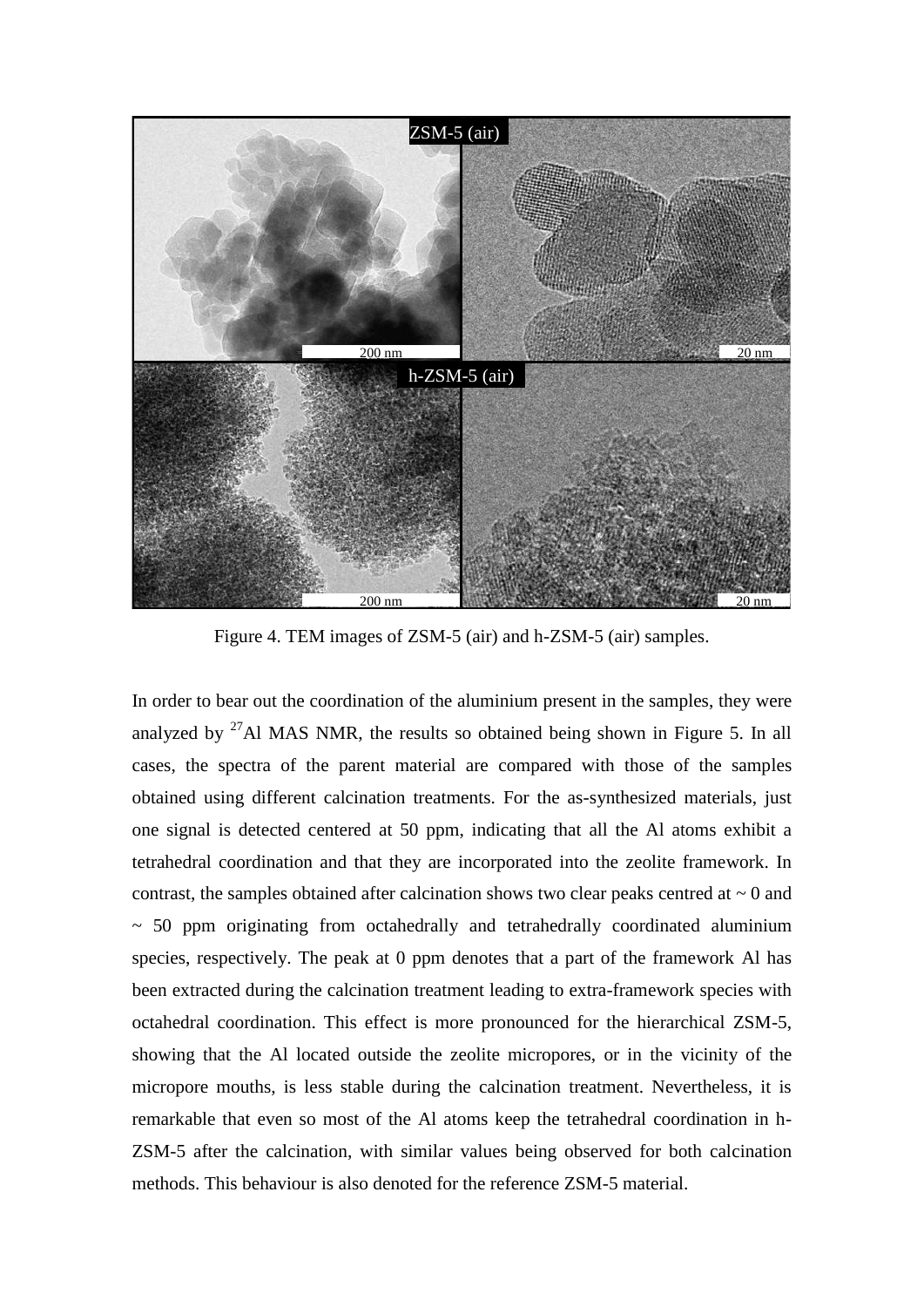Figure 4. TEM images of ZSM-5 (air) and h-ZSM-5 (air) samples.

In order to bear out the coordination of the aluminium present in the samples, they were analyzed by $^{27}$Al MAS NMR, the results so obtained being shown in Figure 5. In all cases, the spectra of the parent material are compared with those of the samples obtained using different calcination treatments. For the as-synthesized materials, just one signal is detected centered at 50 ppm, indicating that all the Al atoms exhibit a tetrahedral coordination and that they are incorporated into the zeolite framework. In contrast, the samples obtained after calcination shows two clear peaks centred at ~ 0 and ~ 50 ppm originating from octahedrally and tetrahedrally coordinated aluminium species, respectively. The peak at 0 ppm denotes that a part of the framework Al has been extracted during the calcination treatment leading to extra-framework species with octahedral coordination. This effect is more pronounced for the hierarchical ZSM-5, showing that the Al located outside the zeolite micropores, or in the vicinity of the micropore mouths, is less stable during the calcination treatment. Nevertheless, it is remarkable that even so most of the Al atoms keep the tetrahedral coordination in h-ZSM-5 after the calcination, with similar values being observed for both calcination methods. This behaviour is also denoted for the reference ZSM-5 material.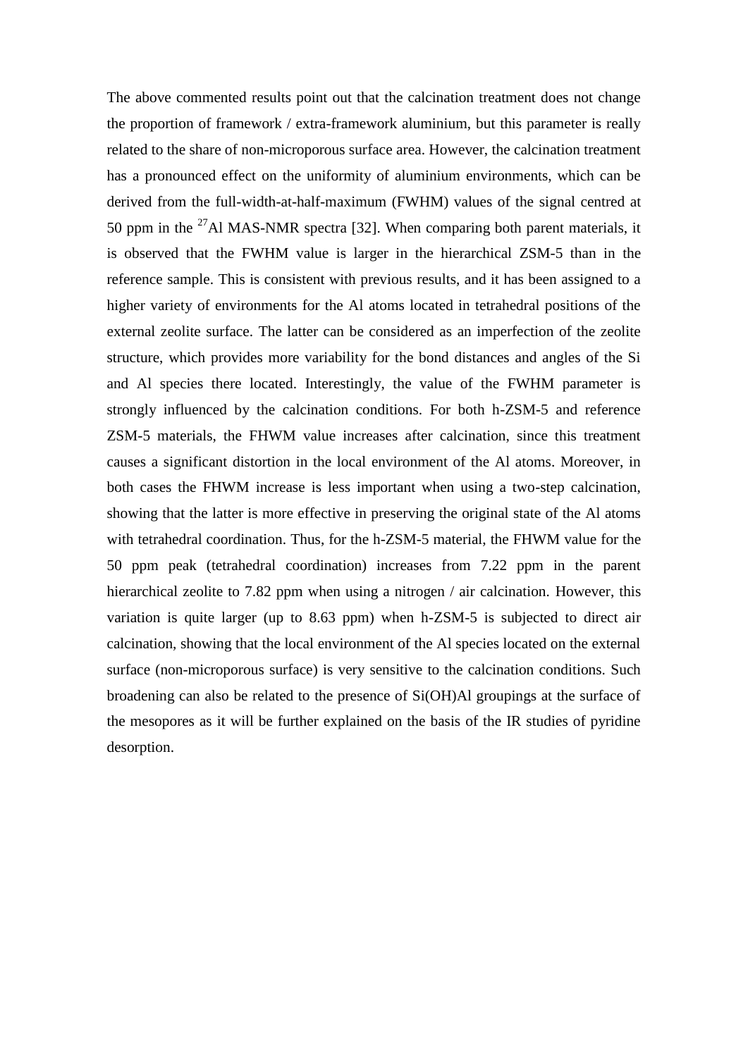The above commented results point out that the calcination treatment does not change the proportion of framework / extra-framework aluminium, but this parameter is really related to the share of non-microporous surface area. However, the calcination treatment has a pronounced effect on the uniformity of aluminium environments, which can be derived from the full-width-at-half-maximum (FWHM) values of the signal centred at 50 ppm in the $^{27}$Al MAS-NMR spectra [32]. When comparing both parent materials, it is observed that the FWHM value is larger in the hierarchical ZSM-5 than in the reference sample. This is consistent with previous results, and it has been assigned to a higher variety of environments for the Al atoms located in tetrahedral positions of the external zeolite surface. The latter can be considered as an imperfection of the zeolite structure, which provides more variability for the bond distances and angles of the Si and Al species there located. Interestingly, the value of the FWHM parameter is strongly influenced by the calcination conditions. For both h-ZSM-5 and reference ZSM-5 materials, the FHWM value increases after calcination, since this treatment causes a significant distortion in the local environment of the Al atoms. Moreover, in both cases the FHWM increase is less important when using a two-step calcination, showing that the latter is more effective in preserving the original state of the Al atoms with tetrahedral coordination. Thus, for the h-ZSM-5 material, the FHWM value for the 50 ppm peak (tetrahedral coordination) increases from 7.22 ppm in the parent hierarchical zeolite to 7.82 ppm when using a nitrogen / air calcination. However, this variation is quite larger (up to 8.63 ppm) when h-ZSM-5 is subjected to direct air calcination, showing that the local environment of the Al species located on the external surface (non-microporous surface) is very sensitive to the calcination conditions. Such broadening can also be related to the presence of Si(OH)Al groupings at the surface of the mesopores as it will be further explained on the basis of the IR studies of pyridine desorption.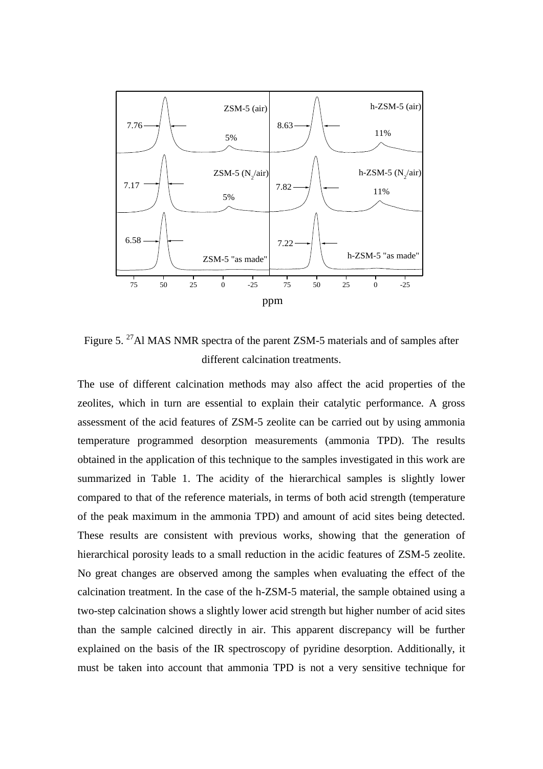Figure 5. $^{27}$Al MAS NMR spectra of the parent ZSM-5 materials and of samples after different calcination treatments.

The use of different calcination methods may also affect the acid properties of the zeolites, which in turn are essential to explain their catalytic performance. A gross assessment of the acid features of ZSM-5 zeolite can be carried out by using ammonia temperature programmed desorption measurements (ammonia TPD). The results obtained in the application of this technique to the samples investigated in this work are summarized in Table 1. The acidity of the hierarchical samples is slightly lower compared to that of the reference materials, in terms of both acid strength (temperature of the peak maximum in the ammonia TPD) and amount of acid sites being detected. These results are consistent with previous works, showing that the generation of hierarchical porosity leads to a small reduction in the acidic features of ZSM-5 zeolite. No great changes are observed among the samples when evaluating the effect of the calcination treatment. In the case of the h-ZSM-5 material, the sample obtained using a two-step calcination shows a slightly lower acid strength but higher number of acid sites than the sample calcined directly in air. This apparent discrepancy will be further explained on the basis of the IR spectroscopy of pyridine desorption. Additionally, it must be taken into account that ammonia TPD is not a very sensitive technique for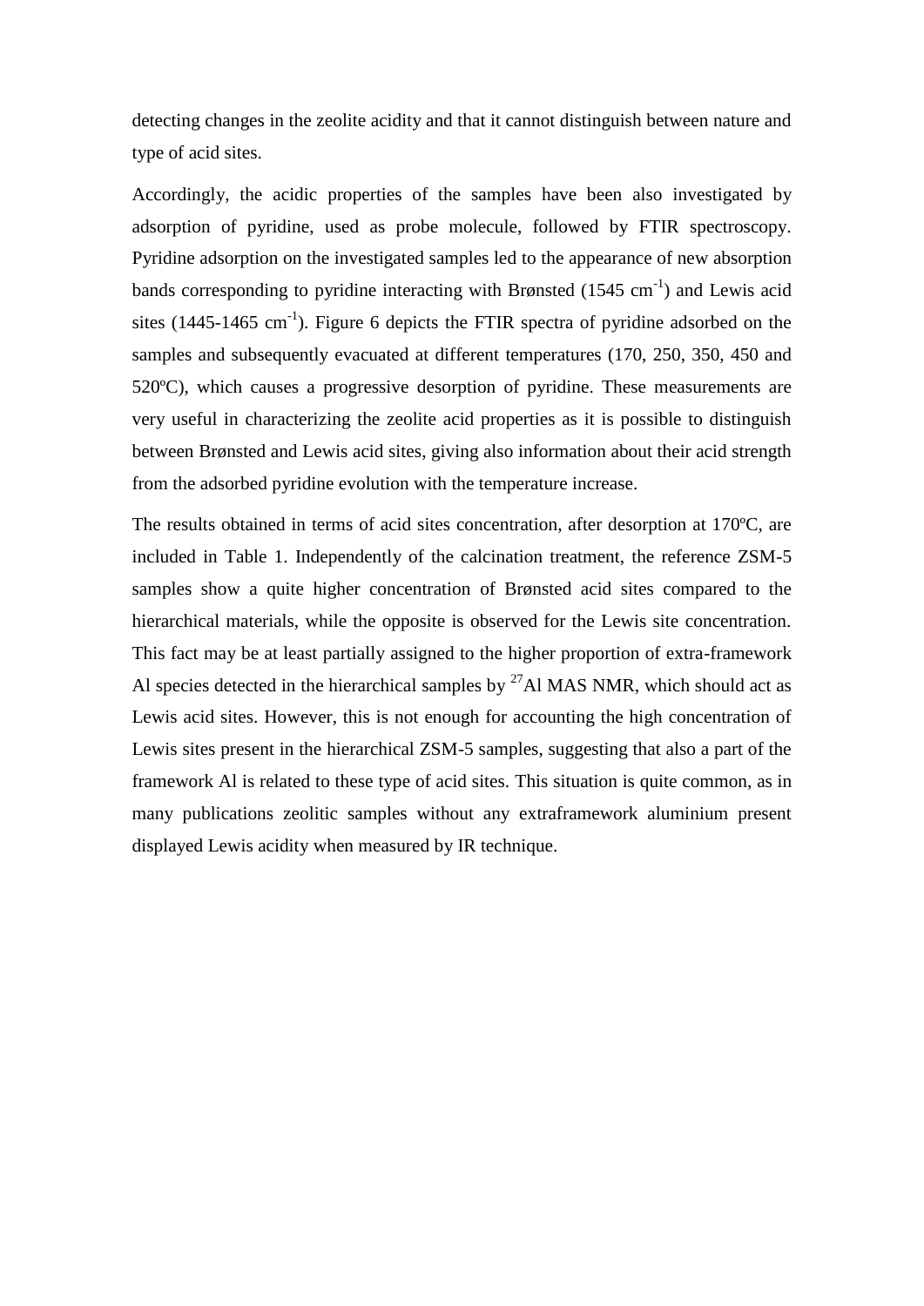detecting changes in the zeolite acidity and that it cannot distinguish between nature and type of acid sites.

Accordingly, the acidic properties of the samples have been also investigated by adsorption of pyridine, used as probe molecule, followed by FTIR spectroscopy. Pyridine adsorption on the investigated samples led to the appearance of new absorption bands corresponding to pyridine interacting with Brønsted (1545 $cm^{-1}$) and Lewis acid sites (1445-1465 $cm^{-1}$). Figure 6 depicts the FTIR spectra of pyridine adsorbed on the samples and subsequently evacuated at different temperatures (170, 250, 350, 450 and 520ºC), which causes a progressive desorption of pyridine. These measurements are very useful in characterizing the zeolite acid properties as it is possible to distinguish between Brønsted and Lewis acid sites, giving also information about their acid strength from the adsorbed pyridine evolution with the temperature increase.

The results obtained in terms of acid sites concentration, after desorption at 170ºC, are included in Table 1. Independently of the calcination treatment, the reference ZSM-5 samples show a quite higher concentration of Brønsted acid sites compared to the hierarchical materials, while the opposite is observed for the Lewis site concentration. This fact may be at least partially assigned to the higher proportion of extra-framework Al species detected in the hierarchical samples by $^{27}$Al MAS NMR, which should act as Lewis acid sites. However, this is not enough for accounting the high concentration of Lewis sites present in the hierarchical ZSM-5 samples, suggesting that also a part of the framework Al is related to these type of acid sites. This situation is quite common, as in many publications zeolitic samples without any extraframework aluminium present displayed Lewis acidity when measured by IR technique.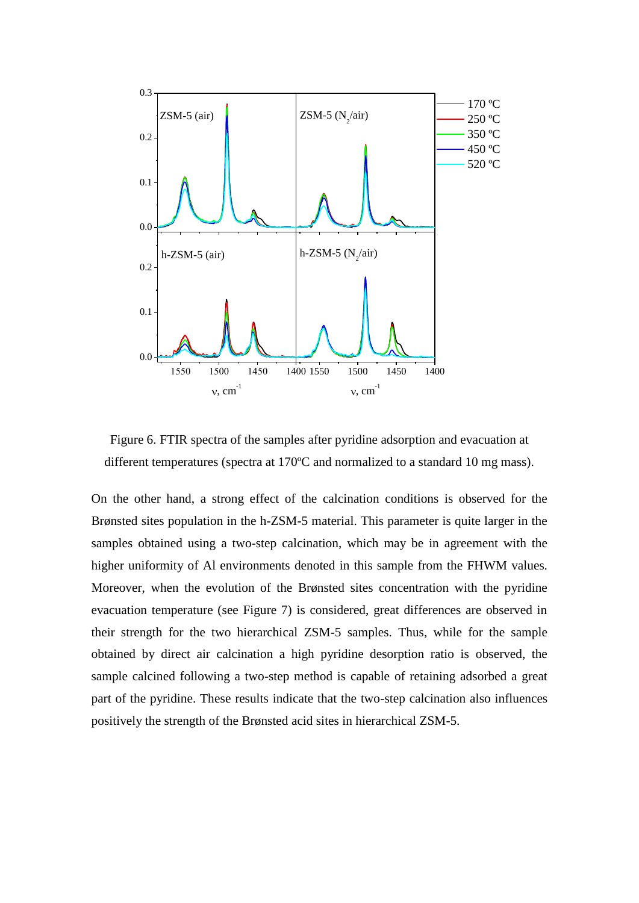Figure 6. FTIR spectra of the samples after pyridine adsorption and evacuation at different temperatures (spectra at 170ºC and normalized to a standard 10 mg mass).

On the other hand, a strong effect of the calcination conditions is observed for the Brønsted sites population in the h-ZSM-5 material. This parameter is quite larger in the samples obtained using a two-step calcination, which may be in agreement with the higher uniformity of Al environments denoted in this sample from the FHWM values. Moreover, when the evolution of the Brønsted sites concentration with the pyridine evacuation temperature (see Figure 7) is considered, great differences are observed in their strength for the two hierarchical ZSM-5 samples. Thus, while for the sample obtained by direct air calcination a high pyridine desorption ratio is observed, the sample calcined following a two-step method is capable of retaining adsorbed a great part of the pyridine. These results indicate that the two-step calcination also influences positively the strength of the Brønsted acid sites in hierarchical ZSM-5.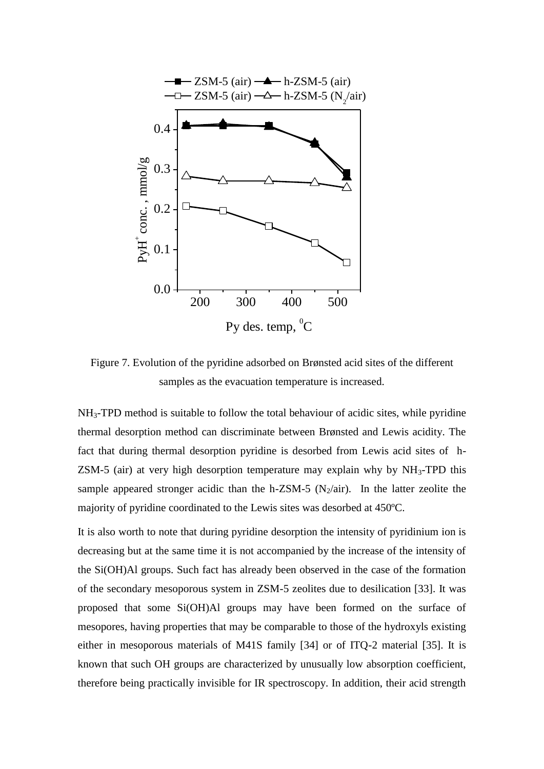Figure 7. Evolution of the pyridine adsorbed on Brønsted acid sites of the different samples as the evacuation temperature is increased.

$NH_3$-TPD method is suitable to follow the total behaviour of acidic sites, while pyridine thermal desorption method can discriminate between Brønsted and Lewis acidity. The fact that during thermal desorption pyridine is desorbed from Lewis acid sites of h-ZSM-5 (air) at very high desorption temperature may explain why by $NH_3$-TPD this sample appeared stronger acidic than the h-ZSM-5 ($N_2$/air). In the latter zeolite the majority of pyridine coordinated to the Lewis sites was desorbed at 450ºC.

It is also worth to note that during pyridine desorption the intensity of pyridinium ion is decreasing but at the same time it is not accompanied by the increase of the intensity of the Si(OH)Al groups. Such fact has already been observed in the case of the formation of the secondary mesoporous system in ZSM-5 zeolites due to desilication [33]. It was proposed that some Si(OH)Al groups may have been formed on the surface of mesopores, having properties that may be comparable to those of the hydroxyls existing either in mesoporous materials of M41S family [34] or of ITQ-2 material [35]. It is known that such OH groups are characterized by unusually low absorption coefficient, therefore being practically invisible for IR spectroscopy. In addition, their acid strength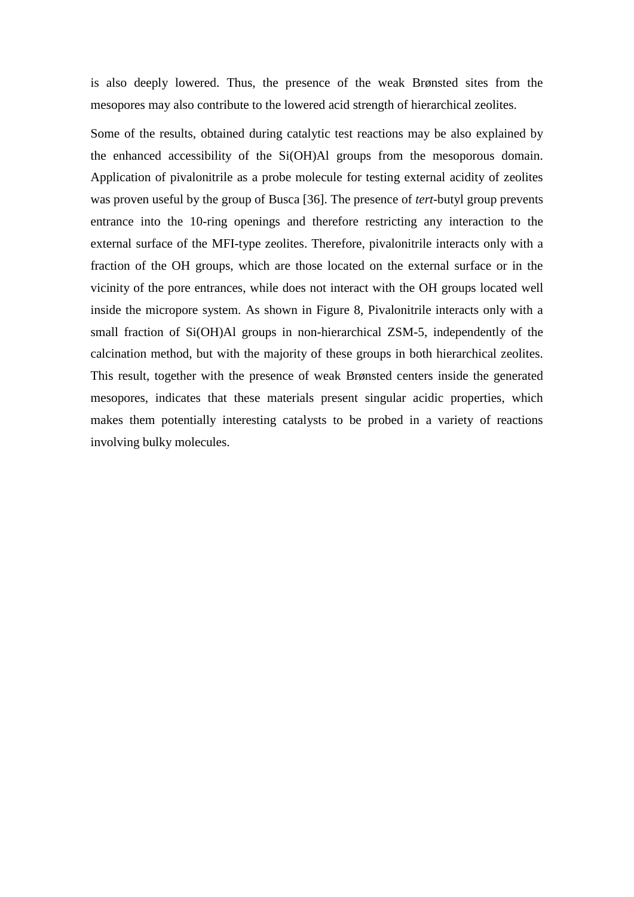is also deeply lowered. Thus, the presence of the weak Brønsted sites from the mesopores may also contribute to the lowered acid strength of hierarchical zeolites.

Some of the results, obtained during catalytic test reactions may be also explained by the enhanced accessibility of the Si(OH)Al groups from the mesoporous domain. Application of pivalonitrile as a probe molecule for testing external acidity of zeolites was proven useful by the group of Busca [36]. The presence of *tert*-butyl group prevents entrance into the 10-ring openings and therefore restricting any interaction to the external surface of the MFI-type zeolites. Therefore, pivalonitrile interacts only with a fraction of the OH groups, which are those located on the external surface or in the vicinity of the pore entrances, while does not interact with the OH groups located well inside the micropore system. As shown in Figure 8, Pivalonitrile interacts only with a small fraction of Si(OH)Al groups in non-hierarchical ZSM-5, independently of the calcination method, but with the majority of these groups in both hierarchical zeolites. This result, together with the presence of weak Brønsted centers inside the generated mesopores, indicates that these materials present singular acidic properties, which makes them potentially interesting catalysts to be probed in a variety of reactions involving bulky molecules.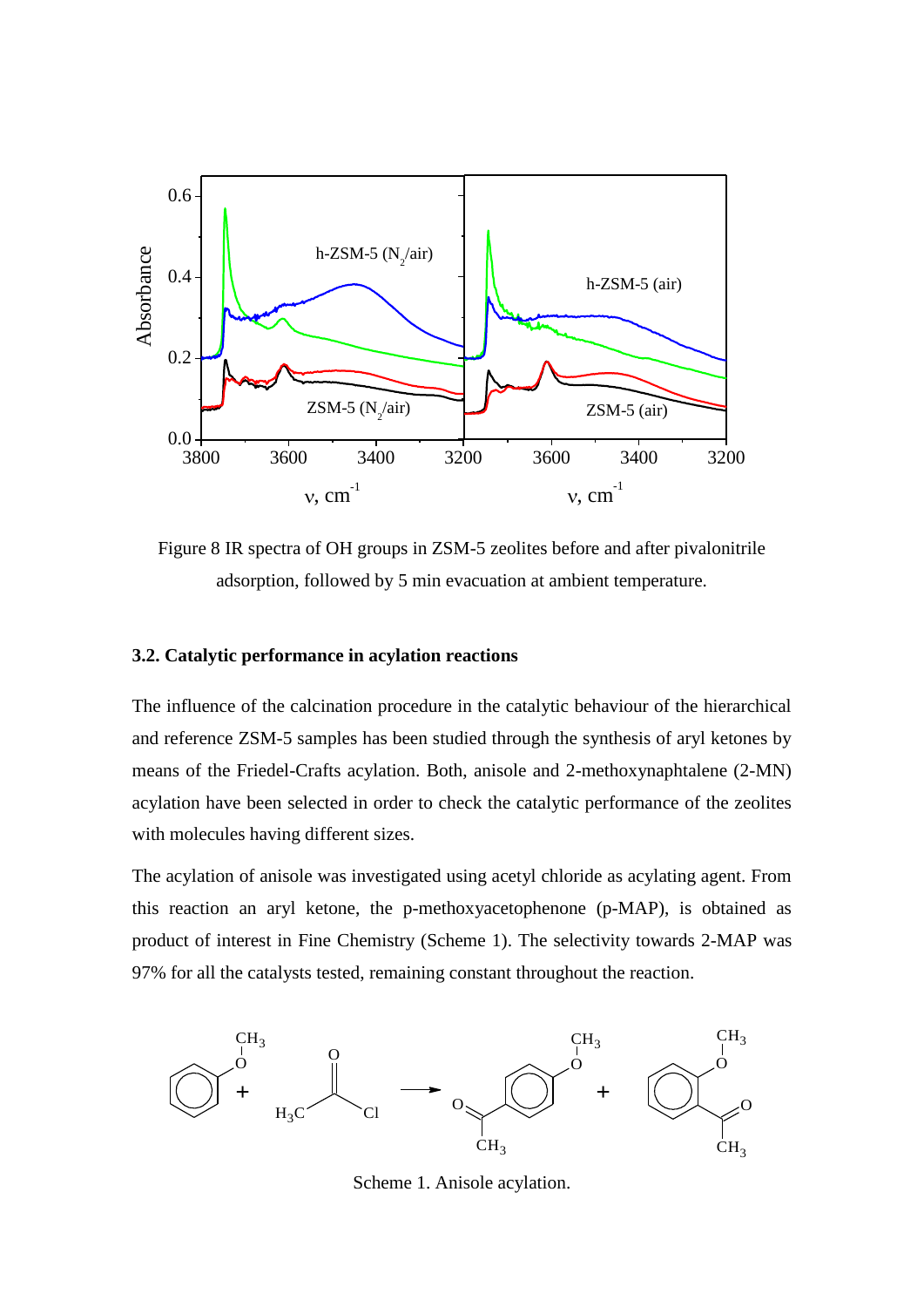Figure 8 IR spectra of OH groups in ZSM-5 zeolites before and after pivalonitrile adsorption, followed by 5 min evacuation at ambient temperature.

### 3.2. Catalytic performance in acylation reactions

The influence of the calcination procedure in the catalytic behaviour of the hierarchical and reference ZSM-5 samples has been studied through the synthesis of aryl ketones by means of the Friedel-Crafts acylation. Both, anisole and 2-methoxynaphtalene (2-MN) acylation have been selected in order to check the catalytic performance of the zeolites with molecules having different sizes.

The acylation of anisole was investigated using acetyl chloride as acylating agent. From this reaction an aryl ketone, the p-methoxyacetophenone (p-MAP), is obtained as product of interest in Fine Chemistry (Scheme 1). The selectivity towards 2-MAP was 97% for all the catalysts tested, remaining constant throughout the reaction.

Scheme 1. Anisole acylation.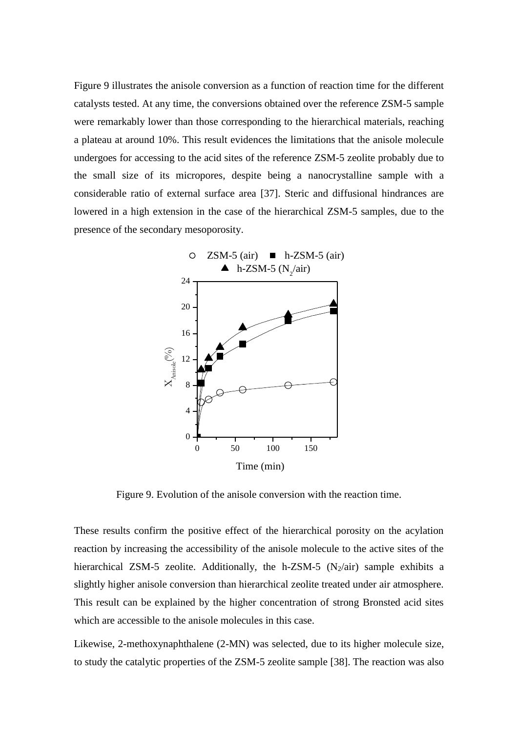Figure 9 illustrates the anisole conversion as a function of reaction time for the different catalysts tested. At any time, the conversions obtained over the reference ZSM-5 sample were remarkably lower than those corresponding to the hierarchical materials, reaching a plateau at around 10%. This result evidences the limitations that the anisole molecule undergoes for accessing to the acid sites of the reference ZSM-5 zeolite probably due to the small size of its micropores, despite being a nanocrystalline sample with a considerable ratio of external surface area [37]. Steric and diffusional hindrances are lowered in a high extension in the case of the hierarchical ZSM-5 samples, due to the presence of the secondary mesoporosity.

Figure 9. Evolution of the anisole conversion with the reaction time.

These results confirm the positive effect of the hierarchical porosity on the acylation reaction by increasing the accessibility of the anisole molecule to the active sites of the hierarchical ZSM-5 zeolite. Additionally, the h-ZSM-5 ($N_2$/air) sample exhibits a slightly higher anisole conversion than hierarchical zeolite treated under air atmosphere. This result can be explained by the higher concentration of strong Bronsted acid sites which are accessible to the anisole molecules in this case.

Likewise, 2-methoxynaphthalene (2-MN) was selected, due to its higher molecule size, to study the catalytic properties of the ZSM-5 zeolite sample [38]. The reaction was also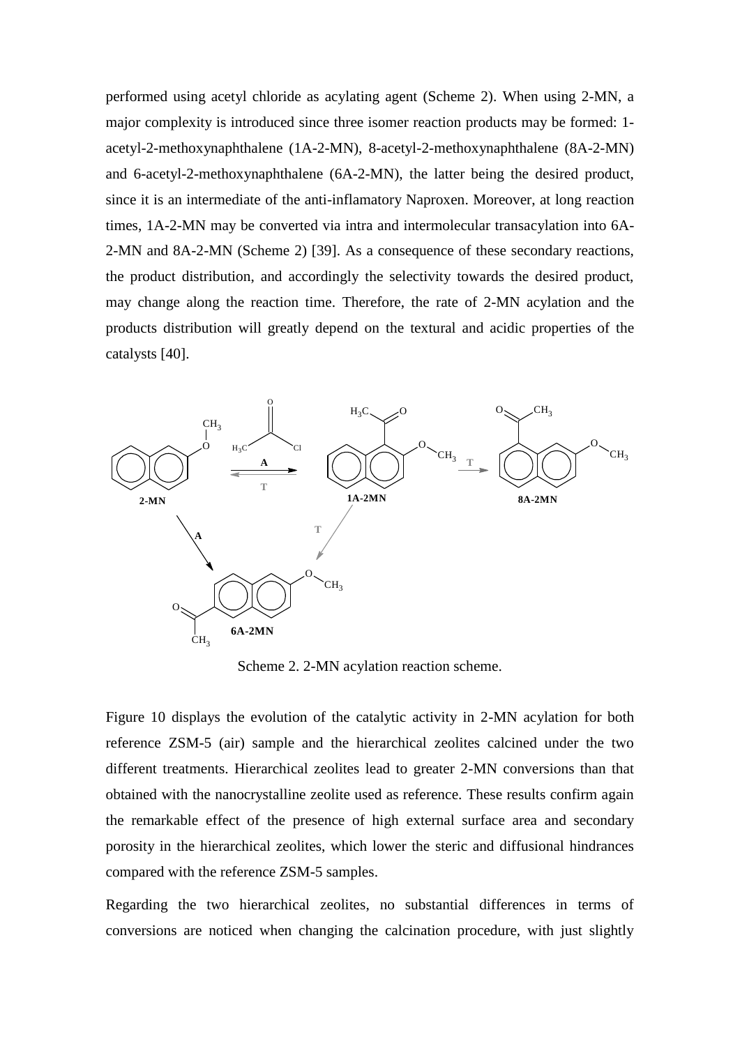performed using acetyl chloride as acylating agent (Scheme 2). When using 2-MN, a major complexity is introduced since three isomer reaction products may be formed: 1-acetyl-2-methoxynaphthalene (1A-2-MN), 8-acetyl-2-methoxynaphthalene (8A-2-MN) and 6-acetyl-2-methoxynaphthalene (6A-2-MN), the latter being the desired product, since it is an intermediate of the anti-inflamatory Naproxen. Moreover, at long reaction times, 1A-2-MN may be converted via intra and intermolecular transacylation into 6A-2-MN and 8A-2-MN (Scheme 2) [39]. As a consequence of these secondary reactions, the product distribution, and accordingly the selectivity towards the desired product, may change along the reaction time. Therefore, the rate of 2-MN acylation and the products distribution will greatly depend on the textural and acidic properties of the catalysts [40].

Scheme 2. 2-MN acylation reaction scheme.

Figure 10 displays the evolution of the catalytic activity in 2-MN acylation for both reference ZSM-5 (air) sample and the hierarchical zeolites calcined under the two different treatments. Hierarchical zeolites lead to greater 2-MN conversions than that obtained with the nanocrystalline zeolite used as reference. These results confirm again the remarkable effect of the presence of high external surface area and secondary porosity in the hierarchical zeolites, which lower the steric and diffusional hindrances compared with the reference ZSM-5 samples.

Regarding the two hierarchical zeolites, no substantial differences in terms of conversions are noticed when changing the calcination procedure, with just slightly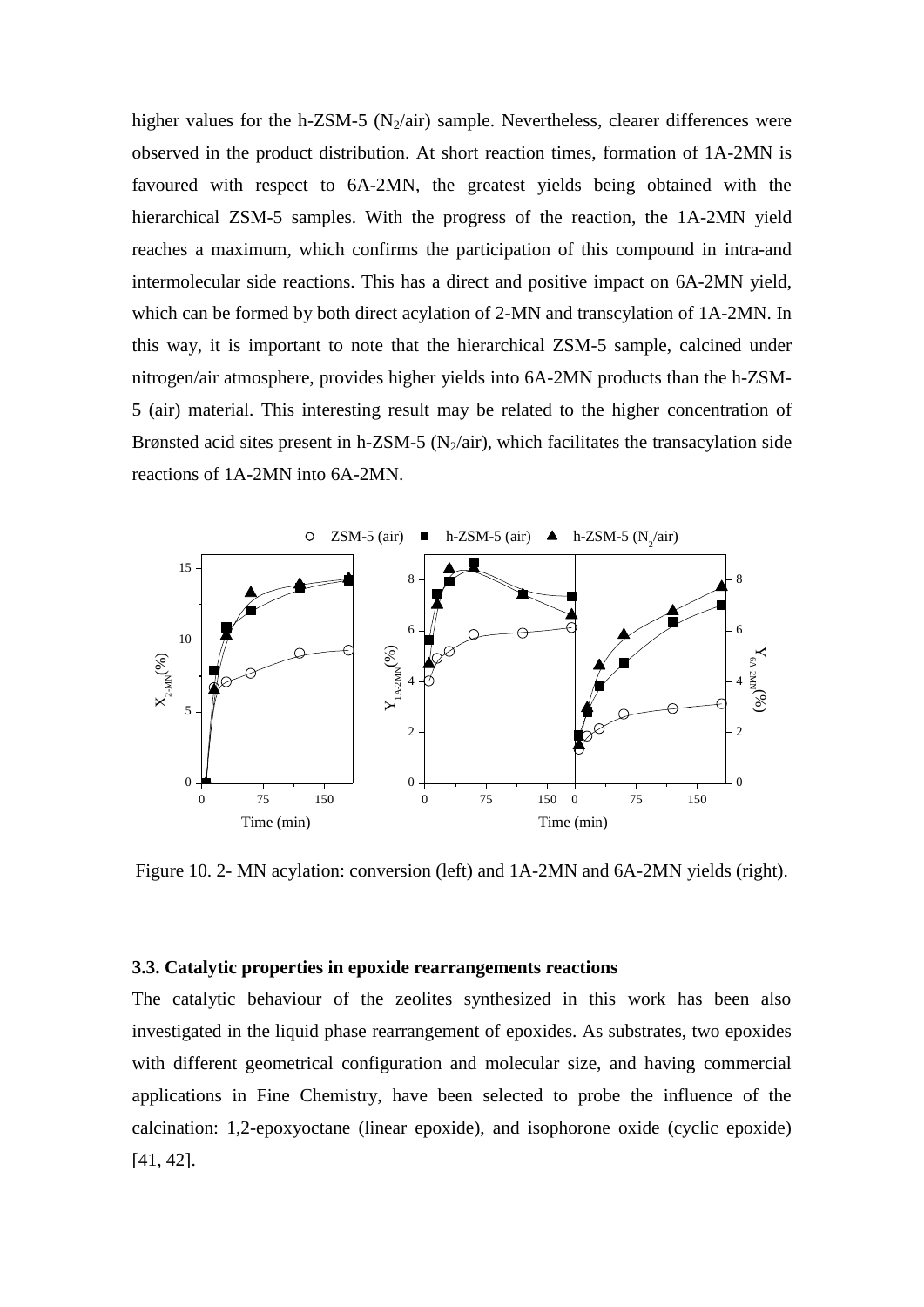higher values for the h-ZSM-5 ($N_2$/air) sample. Nevertheless, clearer differences were observed in the product distribution. At short reaction times, formation of 1A-2MN is favoured with respect to 6A-2MN, the greatest yields being obtained with the hierarchical ZSM-5 samples. With the progress of the reaction, the 1A-2MN yield reaches a maximum, which confirms the participation of this compound in intra-and intermolecular side reactions. This has a direct and positive impact on 6A-2MN yield, which can be formed by both direct acylation of 2-MN and transcylation of 1A-2MN. In this way, it is important to note that the hierarchical ZSM-5 sample, calcined under nitrogen/air atmosphere, provides higher yields into 6A-2MN products than the h-ZSM-5 (air) material. This interesting result may be related to the higher concentration of Brønsted acid sites present in h-ZSM-5 ($N_2$/air), which facilitates the transacylation side reactions of 1A-2MN into 6A-2MN.

Figure 10. 2- MN acylation: conversion (left) and 1A-2MN and 6A-2MN yields (right).

### 3.3. Catalytic properties in epoxide rearrangements reactions

The catalytic behaviour of the zeolites synthesized in this work has been also investigated in the liquid phase rearrangement of epoxides. As substrates, two epoxides with different geometrical configuration and molecular size, and having commercial applications in Fine Chemistry, have been selected to probe the influence of the calcination: 1,2-epoxyoctane (linear epoxide), and isophorone oxide (cyclic epoxide) [41, 42].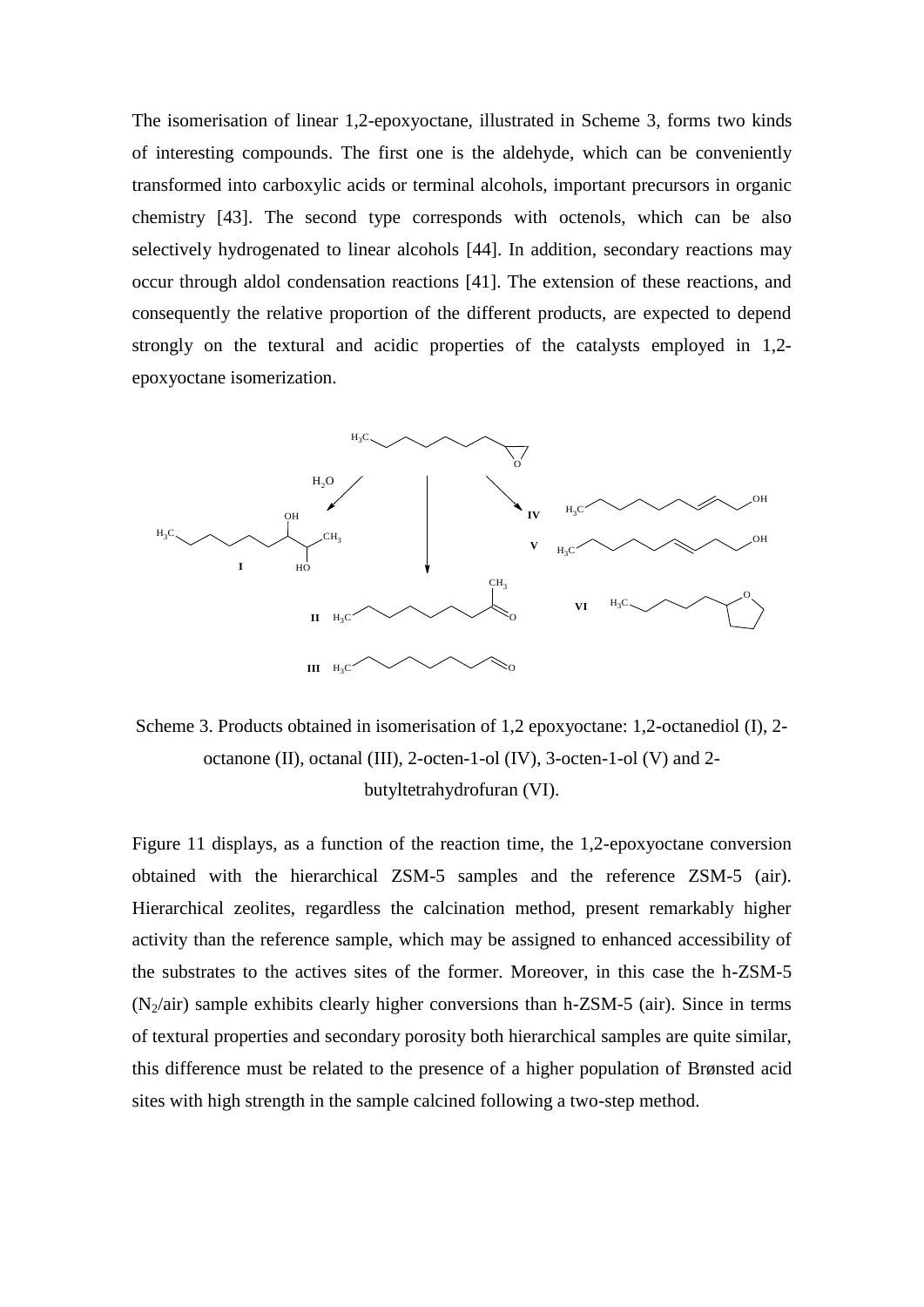The isomerisation of linear 1,2-epoxyoctane, illustrated in Scheme 3, forms two kinds of interesting compounds. The first one is the aldehyde, which can be conveniently transformed into carboxylic acids or terminal alcohols, important precursors in organic chemistry [43]. The second type corresponds with octenols, which can be also selectively hydrogenated to linear alcohols [44]. In addition, secondary reactions may occur through aldol condensation reactions [41]. The extension of these reactions, and consequently the relative proportion of the different products, are expected to depend strongly on the textural and acidic properties of the catalysts employed in 1,2-epoxyoctane isomerization.

Scheme 3. Products obtained in isomerisation of 1,2 epoxyoctane: 1,2-octanediol (I), 2-octanone (II), octanal (III), 2-octen-1-ol (IV), 3-octen-1-ol (V) and 2-butyltetrahydrofuran (VI).

Figure 11 displays, as a function of the reaction time, the 1,2-epoxyoctane conversion obtained with the hierarchical ZSM-5 samples and the reference ZSM-5 (air). Hierarchical zeolites, regardless the calcination method, present remarkably higher activity than the reference sample, which may be assigned to enhanced accessibility of the substrates to the actives sites of the former. Moreover, in this case the h-ZSM-5 ($N_2$/air) sample exhibits clearly higher conversions than h-ZSM-5 (air). Since in terms of textural properties and secondary porosity both hierarchical samples are quite similar, this difference must be related to the presence of a higher population of Brønsted acid sites with high strength in the sample calcined following a two-step method.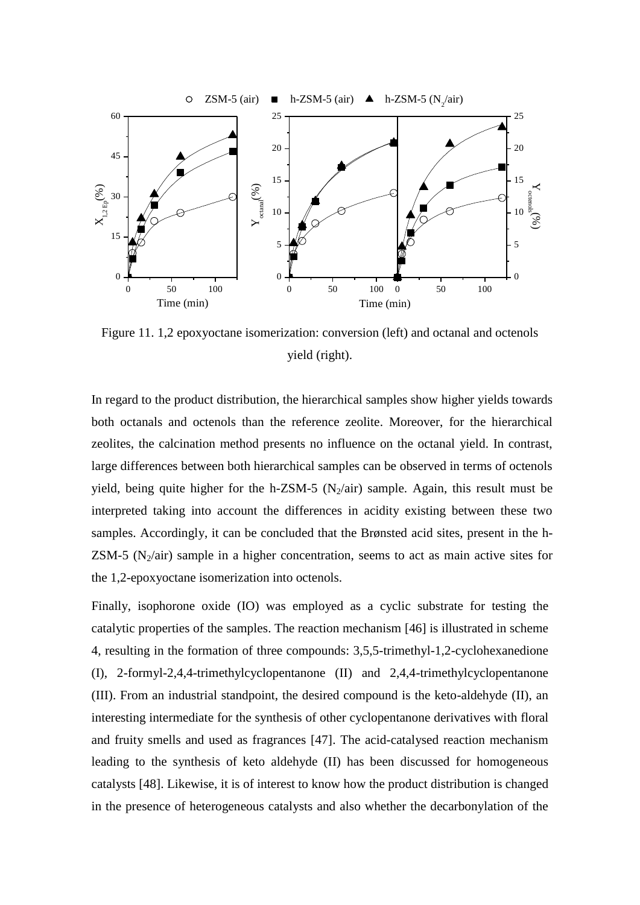Figure 11. 1,2 epoxyoctane isomerization: conversion (left) and octanal and octenols yield (right).

In regard to the product distribution, the hierarchical samples show higher yields towards both octanals and octenols than the reference zeolite. Moreover, for the hierarchical zeolites, the calcination method presents no influence on the octanal yield. In contrast, large differences between both hierarchical samples can be observed in terms of octenols yield, being quite higher for the h-ZSM-5 ($N_2$/air) sample. Again, this result must be interpreted taking into account the differences in acidity existing between these two samples. Accordingly, it can be concluded that the Brønsted acid sites, present in the h-ZSM-5 ($N_2$/air) sample in a higher concentration, seems to act as main active sites for the 1,2-epoxyoctane isomerization into octenols.

Finally, isophorone oxide (IO) was employed as a cyclic substrate for testing the catalytic properties of the samples. The reaction mechanism [46] is illustrated in scheme 4, resulting in the formation of three compounds: 3,5,5-trimethyl-1,2-cyclohexanedione (I), 2-formyl-2,4,4-trimethylcyclopentanone (II) and 2,4,4-trimethylcyclopentanone (III). From an industrial standpoint, the desired compound is the keto-aldehyde (II), an interesting intermediate for the synthesis of other cyclopentanone derivatives with floral and fruity smells and used as fragrances [47]. The acid-catalysed reaction mechanism leading to the synthesis of keto aldehyde (II) has been discussed for homogeneous catalysts [48]. Likewise, it is of interest to know how the product distribution is changed in the presence of heterogeneous catalysts and also whether the decarbonylation of the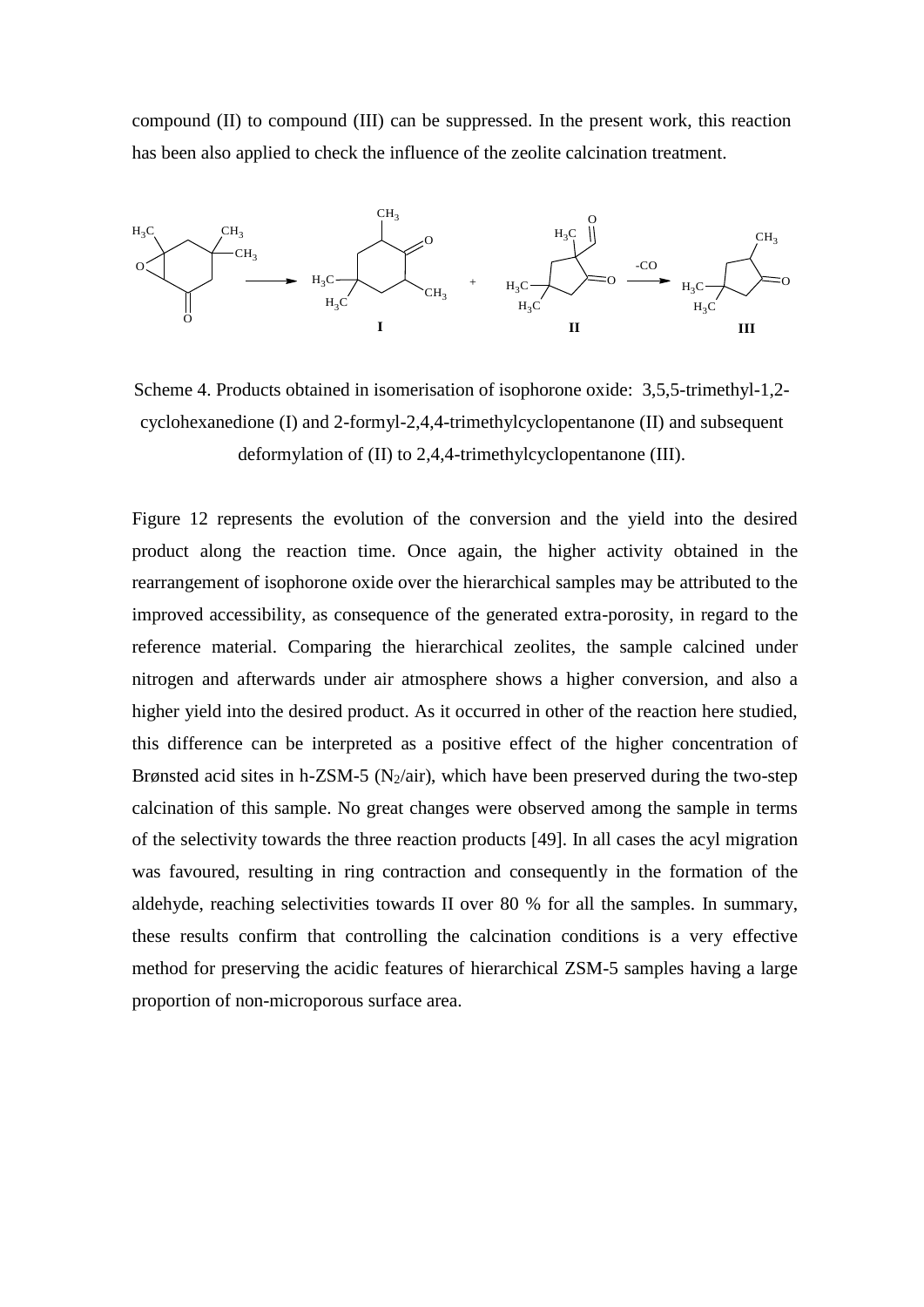compound (II) to compound (III) can be suppressed. In the present work, this reaction has been also applied to check the influence of the zeolite calcination treatment.

Scheme 4. Products obtained in isomerisation of isophorone oxide: 3,5,5-trimethyl-1,2-cyclohexanedione (I) and 2-formyl-2,4,4-trimethylcyclopentanone (II) and subsequent deformylation of (II) to 2,4,4-trimethylcyclopentanone (III).

Figure 12 represents the evolution of the conversion and the yield into the desired product along the reaction time. Once again, the higher activity obtained in the rearrangement of isophorone oxide over the hierarchical samples may be attributed to the improved accessibility, as consequence of the generated extra-porosity, in regard to the reference material. Comparing the hierarchical zeolites, the sample calcined under nitrogen and afterwards under air atmosphere shows a higher conversion, and also a higher yield into the desired product. As it occurred in other of the reaction here studied, this difference can be interpreted as a positive effect of the higher concentration of Brønsted acid sites in h-ZSM-5 ($N_2$/air), which have been preserved during the two-step calcination of this sample. No great changes were observed among the sample in terms of the selectivity towards the three reaction products [49]. In all cases the acyl migration was favoured, resulting in ring contraction and consequently in the formation of the aldehyde, reaching selectivities towards II over 80 % for all the samples. In summary, these results confirm that controlling the calcination conditions is a very effective method for preserving the acidic features of hierarchical ZSM-5 samples having a large proportion of non-microporous surface area.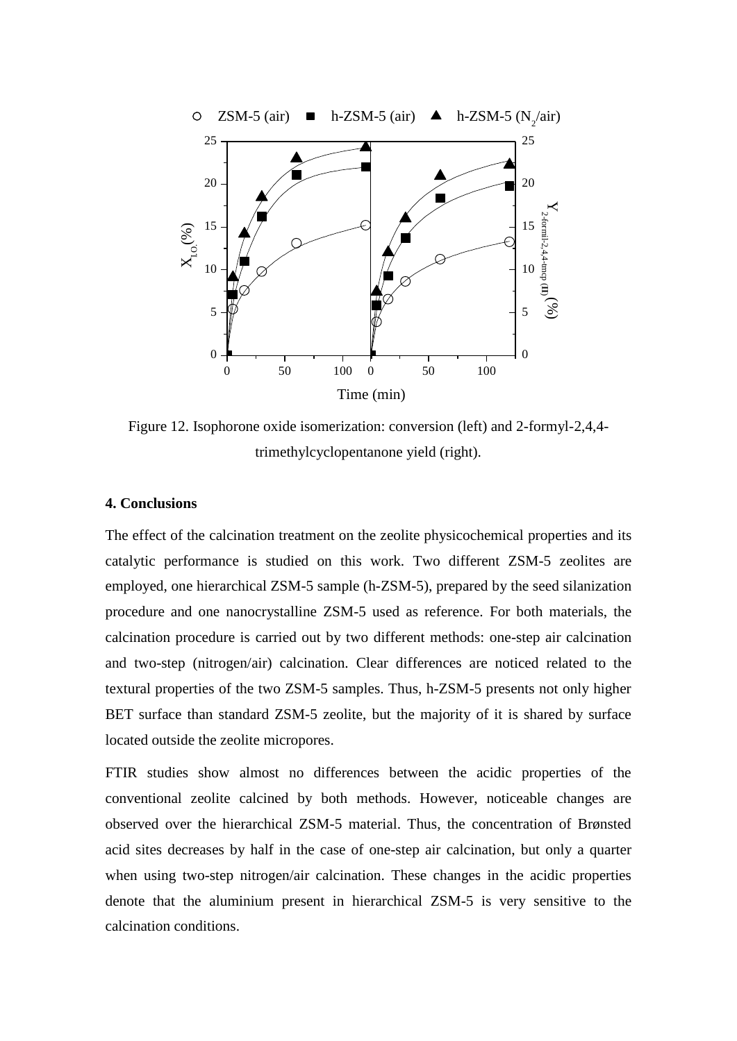Figure 12. Isophorone oxide isomerization: conversion (left) and 2-formyl-2,4,4-trimethylcyclopentanone yield (right).

**4. Conclusions**

The effect of the calcination treatment on the zeolite physicochemical properties and its catalytic performance is studied on this work. Two different ZSM-5 zeolites are employed, one hierarchical ZSM-5 sample (h-ZSM-5), prepared by the seed silanization procedure and one nanocrystalline ZSM-5 used as reference. For both materials, the calcination procedure is carried out by two different methods: one-step air calcination and two-step (nitrogen/air) calcination. Clear differences are noticed related to the textural properties of the two ZSM-5 samples. Thus, h-ZSM-5 presents not only higher BET surface than standard ZSM-5 zeolite, but the majority of it is shared by surface located outside the zeolite micropores.

FTIR studies show almost no differences between the acidic properties of the conventional zeolite calcined by both methods. However, noticeable changes are observed over the hierarchical ZSM-5 material. Thus, the concentration of Brønsted acid sites decreases by half in the case of one-step air calcination, but only a quarter when using two-step nitrogen/air calcination. These changes in the acidic properties denote that the aluminium present in hierarchical ZSM-5 is very sensitive to the calcination conditions.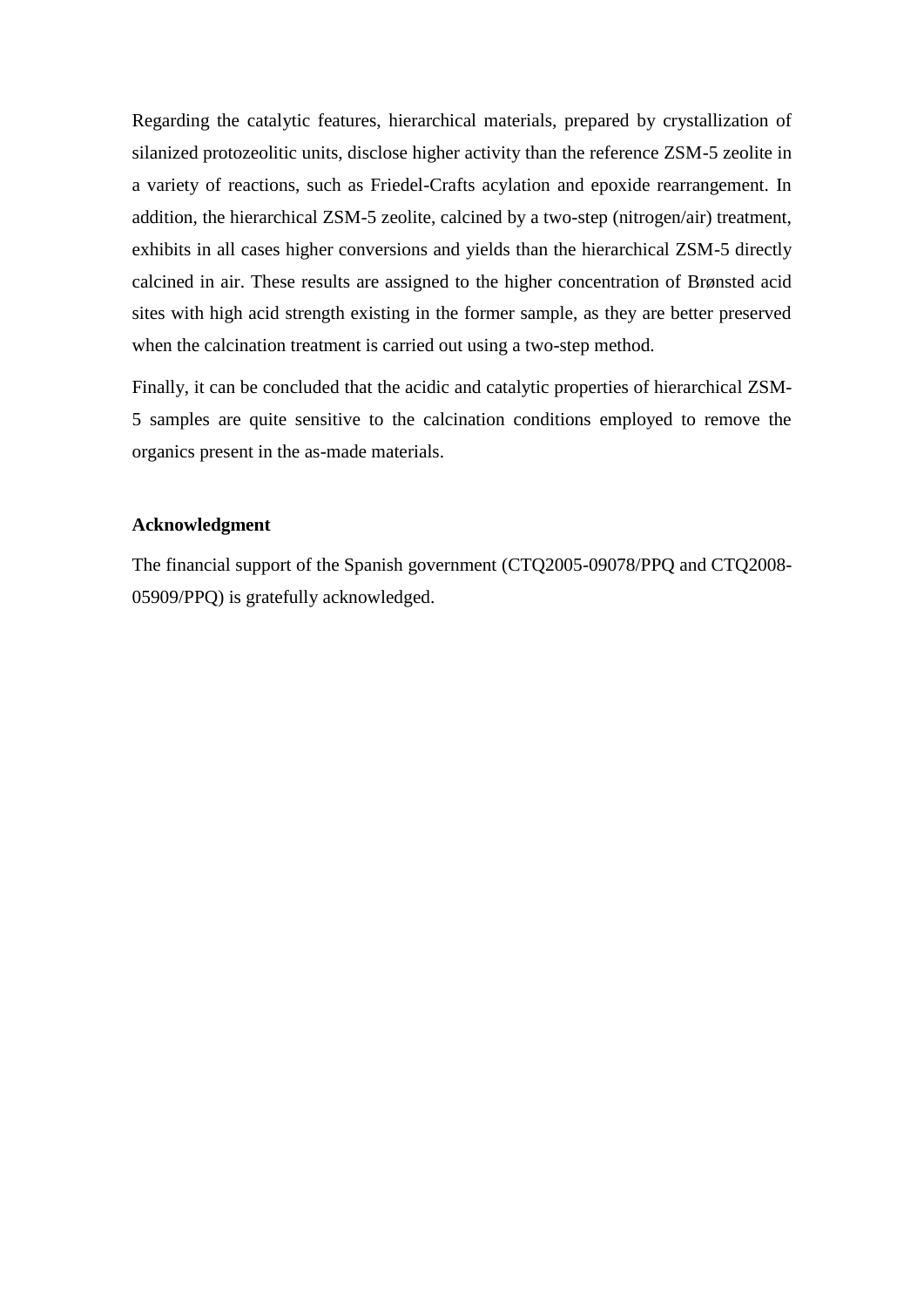Regarding the catalytic features, hierarchical materials, prepared by crystallization of silanized protozeolitic units, disclose higher activity than the reference ZSM-5 zeolite in a variety of reactions, such as Friedel-Crafts acylation and epoxide rearrangement. In addition, the hierarchical ZSM-5 zeolite, calcined by a two-step (nitrogen/air) treatment, exhibits in all cases higher conversions and yields than the hierarchical ZSM-5 directly calcined in air. These results are assigned to the higher concentration of Brønsted acid sites with high acid strength existing in the former sample, as they are better preserved when the calcination treatment is carried out using a two-step method.

Finally, it can be concluded that the acidic and catalytic properties of hierarchical ZSM-5 samples are quite sensitive to the calcination conditions employed to remove the organics present in the as-made materials.

**Acknowledgment**

The financial support of the Spanish government (CTQ2005-09078/PPQ and CTQ2008-05909/PPQ) is gratefully acknowledged.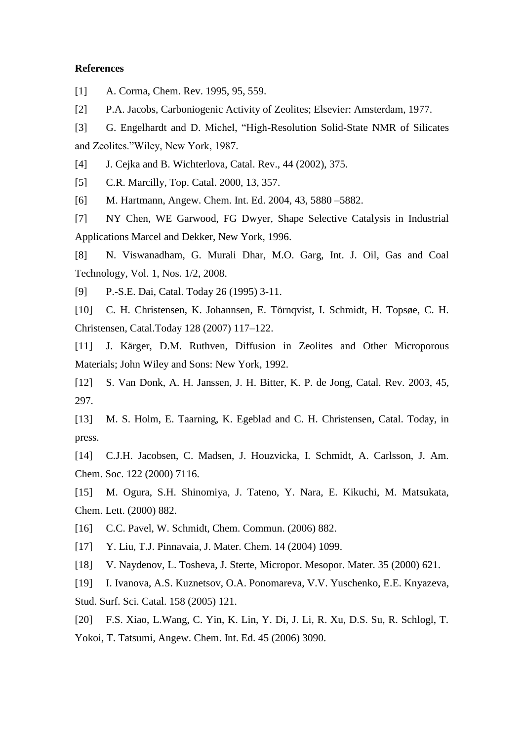**References**

[1] A. Corma, Chem. Rev. 1995, 95, 559.

[2] P.A. Jacobs, Carboniogenic Activity of Zeolites; Elsevier: Amsterdam, 1977.

[3] G. Engelhardt and D. Michel, “High-Resolution Solid-State NMR of Silicates and Zeolites.”Wiley, New York, 1987.

[4] J. Cejka and B. Wichterlova, Catal. Rev., 44 (2002), 375.

[5] C.R. Marcilly, Top. Catal. 2000, 13, 357.

[6] M. Hartmann, Angew. Chem. Int. Ed. 2004, 43, 5880 –5882.

[7] NY Chen, WE Garwood, FG Dwyer, Shape Selective Catalysis in Industrial Applications Marcel and Dekker, New York, 1996.

[8] N. Viswanadham, G. Murali Dhar, M.O. Garg, Int. J. Oil, Gas and Coal Technology, Vol. 1, Nos. 1/2, 2008.

[9] P.-S.E. Dai, Catal. Today 26 (1995) 3-11.

[10] C. H. Christensen, K. Johannsen, E. Törnqvist, I. Schmidt, H. Topsøe, C. H. Christensen, Catal.Today 128 (2007) 117–122.

[11] J. Kärger, D.M. Ruthven, Diffusion in Zeolites and Other Microporous Materials; John Wiley and Sons: New York, 1992.

[12] S. Van Donk, A. H. Janssen, J. H. Bitter, K. P. de Jong, Catal. Rev. 2003, 45, 297.

[13] M. S. Holm, E. Taarning, K. Egeblad and C. H. Christensen, Catal. Today, in press.

[14] C.J.H. Jacobsen, C. Madsen, J. Houzvicka, I. Schmidt, A. Carlsson, J. Am. Chem. Soc. 122 (2000) 7116.

[15] M. Ogura, S.H. Shinomiya, J. Tateno, Y. Nara, E. Kikuchi, M. Matsukata, Chem. Lett. (2000) 882.

[16] C.C. Pavel, W. Schmidt, Chem. Commun. (2006) 882.

[17] Y. Liu, T.J. Pinnavaia, J. Mater. Chem. 14 (2004) 1099.

[18] V. Naydenov, L. Tosheva, J. Sterte, Micropor. Mesopor. Mater. 35 (2000) 621.

[19] I. Ivanova, A.S. Kuznetsov, O.A. Ponomareva, V.V. Yuschenko, E.E. Knyazeva, Stud. Surf. Sci. Catal. 158 (2005) 121.

[20] F.S. Xiao, L.Wang, C. Yin, K. Lin, Y. Di, J. Li, R. Xu, D.S. Su, R. Schlogl, T. Yokoi, T. Tatsumi, Angew. Chem. Int. Ed. 45 (2006) 3090.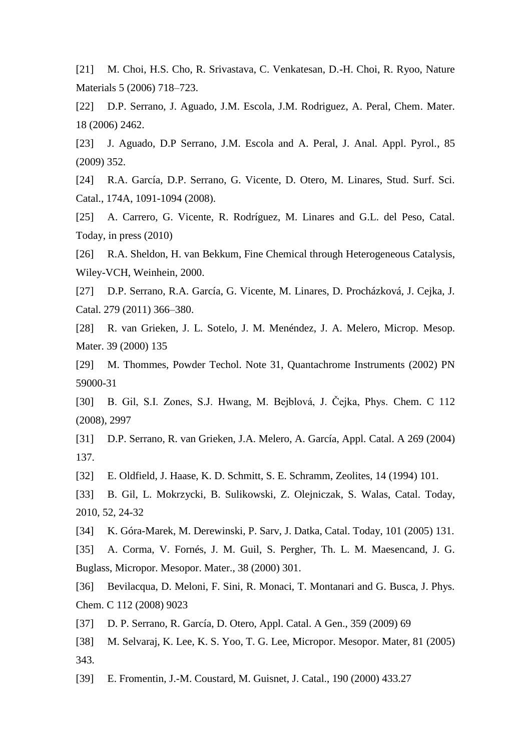[21] M. Choi, H.S. Cho, R. Srivastava, C. Venkatesan, D.-H. Choi, R. Ryoo, Nature Materials 5 (2006) 718–723.

[22] D.P. Serrano, J. Aguado, J.M. Escola, J.M. Rodriguez, A. Peral, Chem. Mater. 18 (2006) 2462.

[23] J. Aguado, D.P Serrano, J.M. Escola and A. Peral, J. Anal. Appl. Pyrol., 85 (2009) 352.

[24] R.A. García, D.P. Serrano, G. Vicente, D. Otero, M. Linares, Stud. Surf. Sci. Catal., 174A, 1091-1094 (2008).

[25] A. Carrero, G. Vicente, R. Rodríguez, M. Linares and G.L. del Peso, Catal. Today, in press (2010)

[26] R.A. Sheldon, H. van Bekkum, Fine Chemical through Heterogeneous Catalysis, Wiley-VCH, Weinhein, 2000.

[27] D.P. Serrano, R.A. García, G. Vicente, M. Linares, D. Procházková, J. Cejka, J. Catal. 279 (2011) 366–380.

[28] R. van Grieken, J. L. Sotelo, J. M. Menéndez, J. A. Melero, Microp. Mesop. Mater. 39 (2000) 135

[29] M. Thommes, Powder Techol. Note 31, Quantachrome Instruments (2002) PN 59000-31

[30] B. Gil, S.I. Zones, S.J. Hwang, M. Bejblová, J. Čejka, Phys. Chem. C 112 (2008), 2997

[31] D.P. Serrano, R. van Grieken, J.A. Melero, A. García, Appl. Catal. A 269 (2004) 137.

[32] E. Oldfield, J. Haase, K. D. Schmitt, S. E. Schramm, Zeolites, 14 (1994) 101.

[33] B. Gil, L. Mokrzycki, B. Sulikowski, Z. Olejniczak, S. Walas, Catal. Today, 2010, 52, 24-32

[34] K. Góra-Marek, M. Derewinski, P. Sarv, J. Datka, Catal. Today, 101 (2005) 131.

[35] A. Corma, V. Fornés, J. M. Guil, S. Pergher, Th. L. M. Maesencand, J. G. Buglass, Micropor. Mesopor. Mater., 38 (2000) 301.

[36] Bevilacqua, D. Meloni, F. Sini, R. Monaci, T. Montanari and G. Busca, J. Phys. Chem. C 112 (2008) 9023

[37] D. P. Serrano, R. García, D. Otero, Appl. Catal. A Gen., 359 (2009) 69

[38] M. Selvaraj, K. Lee, K. S. Yoo, T. G. Lee, Micropor. Mesopor. Mater, 81 (2005) 343.

[39] E. Fromentin, J.-M. Coustard, M. Guisnet, J. Catal., 190 (2000) 433.27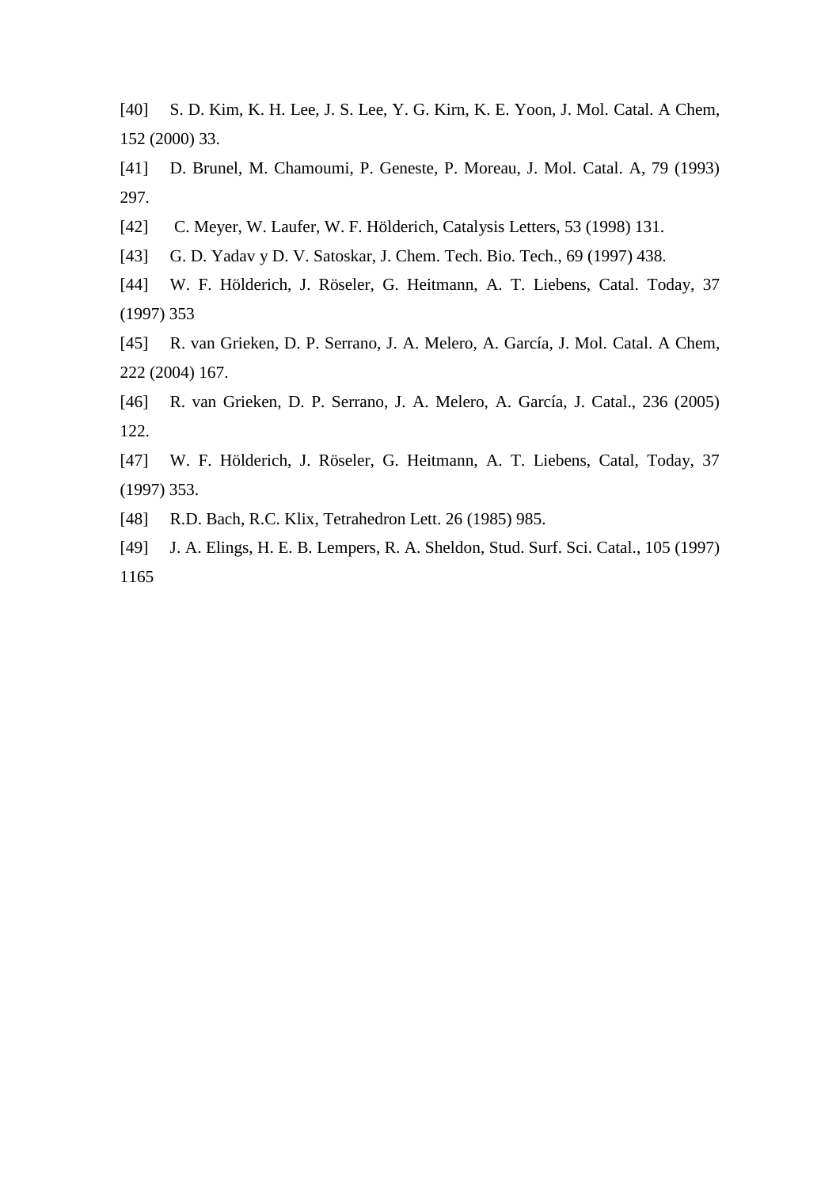[40] S. D. Kim, K. H. Lee, J. S. Lee, Y. G. Kirn, K. E. Yoon, J. Mol. Catal. A Chem, 152 (2000) 33.

[41] D. Brunel, M. Chamoumi, P. Geneste, P. Moreau, J. Mol. Catal. A, 79 (1993) 297.

[42] C. Meyer, W. Laufer, W. F. Hölderich, Catalysis Letters, 53 (1998) 131.

[43] G. D. Yadav y D. V. Satoskar, J. Chem. Tech. Bio. Tech., 69 (1997) 438.

[44] W. F. Hölderich, J. Röseler, G. Heitmann, A. T. Liebens, Catal. Today, 37 (1997) 353

[45] R. van Grieken, D. P. Serrano, J. A. Melero, A. García, J. Mol. Catal. A Chem, 222 (2004) 167.

[46] R. van Grieken, D. P. Serrano, J. A. Melero, A. García, J. Catal., 236 (2005) 122.

[47] W. F. Hölderich, J. Röseler, G. Heitmann, A. T. Liebens, Catal, Today, 37 (1997) 353.

[48] R.D. Bach, R.C. Klix, Tetrahedron Lett. 26 (1985) 985.

[49] J. A. Elings, H. E. B. Lempers, R. A. Sheldon, Stud. Surf. Sci. Catal., 105 (1997) 1165